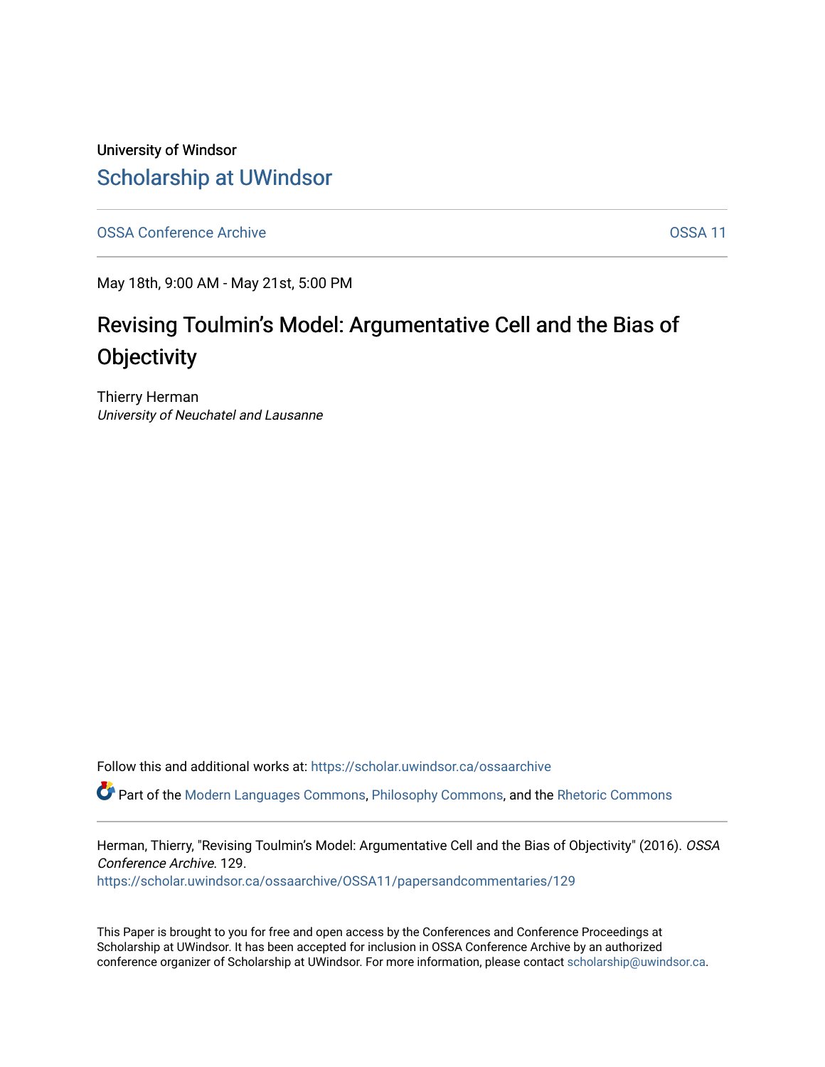University of Windsor

# Scholarship at UWindsor

OSSA Conference Archive | OSSA 11

May 18th, 9:00 AM - May 21st, 5:00 PM

## Revising Toulmin's Model: Argumentative Cell and the Bias of Objectivity

Thierry Herman
*University of Neuchatel and Lausanne*

Follow this and additional works at: https://scholar.uwindsor.ca/ossaarchive

Part of the Modern Languages Commons, Philosophy Commons, and the Rhetoric Commons

Herman, Thierry, "Revising Toulmin's Model: Argumentative Cell and the Bias of Objectivity" (2016). *OSSA Conference Archive*. 129.
https://scholar.uwindsor.ca/ossaarchive/OSSA11/papersandcommentaries/129

This Paper is brought to you for free and open access by the Conferences and Conference Proceedings at Scholarship at UWindsor. It has been accepted for inclusion in OSSA Conference Archive by an authorized conference organizer of Scholarship at UWindsor. For more information, please contact scholarship@uwindsor.ca.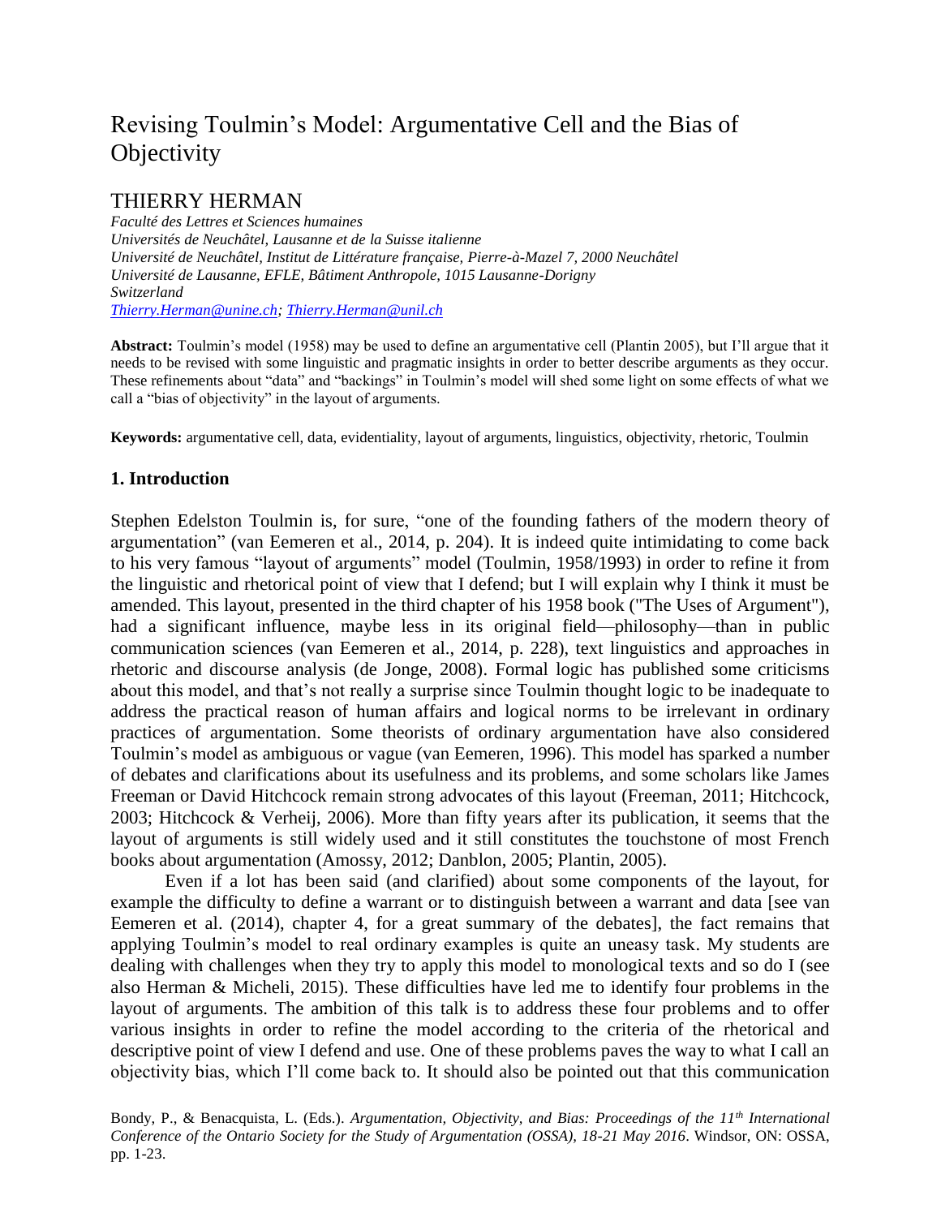# Revising Toulmin's Model: Argumentative Cell and the Bias of Objectivity

## THIERRY HERMAN

*Faculté des Lettres et Sciences humaines*
*Universités de Neuchâtel, Lausanne et de la Suisse italienne*
*Université de Neuchâtel, Institut de Littérature française, Pierre-à-Mazel 7, 2000 Neuchâtel*
*Université de Lausanne, EFLE, Bâtiment Anthropole, 1015 Lausanne-Dorigny*
*Switzerland*
*Thierry.Herman@unine.ch; Thierry.Herman@unil.ch*

**Abstract:** Toulmin's model (1958) may be used to define an argumentative cell (Plantin 2005), but I'll argue that it needs to be revised with some linguistic and pragmatic insights in order to better describe arguments as they occur. These refinements about "data" and "backings" in Toulmin's model will shed some light on some effects of what we call a "bias of objectivity" in the layout of arguments.

**Keywords:** argumentative cell, data, evidentiality, layout of arguments, linguistics, objectivity, rhetoric, Toulmin

### 1. Introduction

Stephen Edelston Toulmin is, for sure, "one of the founding fathers of the modern theory of argumentation" (van Eemeren et al., 2014, p. 204). It is indeed quite intimidating to come back to his very famous "layout of arguments" model (Toulmin, 1958/1993) in order to refine it from the linguistic and rhetorical point of view that I defend; but I will explain why I think it must be amended. This layout, presented in the third chapter of his 1958 book ("The Uses of Argument"), had a significant influence, maybe less in its original field—philosophy—than in public communication sciences (van Eemeren et al., 2014, p. 228), text linguistics and approaches in rhetoric and discourse analysis (de Jonge, 2008). Formal logic has published some criticisms about this model, and that's not really a surprise since Toulmin thought logic to be inadequate to address the practical reason of human affairs and logical norms to be irrelevant in ordinary practices of argumentation. Some theorists of ordinary argumentation have also considered Toulmin's model as ambiguous or vague (van Eemeren, 1996). This model has sparked a number of debates and clarifications about its usefulness and its problems, and some scholars like James Freeman or David Hitchcock remain strong advocates of this layout (Freeman, 2011; Hitchcock, 2003; Hitchcock & Verheij, 2006). More than fifty years after its publication, it seems that the layout of arguments is still widely used and it still constitutes the touchstone of most French books about argumentation (Amossy, 2012; Danblon, 2005; Plantin, 2005).

Even if a lot has been said (and clarified) about some components of the layout, for example the difficulty to define a warrant or to distinguish between a warrant and data [see van Eemeren et al. (2014), chapter 4, for a great summary of the debates], the fact remains that applying Toulmin's model to real ordinary examples is quite an uneasy task. My students are dealing with challenges when they try to apply this model to monological texts and so do I (see also Herman & Micheli, 2015). These difficulties have led me to identify four problems in the layout of arguments. The ambition of this talk is to address these four problems and to offer various insights in order to refine the model according to the criteria of the rhetorical and descriptive point of view I defend and use. One of these problems paves the way to what I call an objectivity bias, which I'll come back to. It should also be pointed out that this communication

Bondy, P., & Benacquista, L. (Eds.). *Argumentation, Objectivity, and Bias: Proceedings of the 11th International Conference of the Ontario Society for the Study of Argumentation (OSSA), 18-21 May 2016*. Windsor, ON: OSSA, pp. 1-23.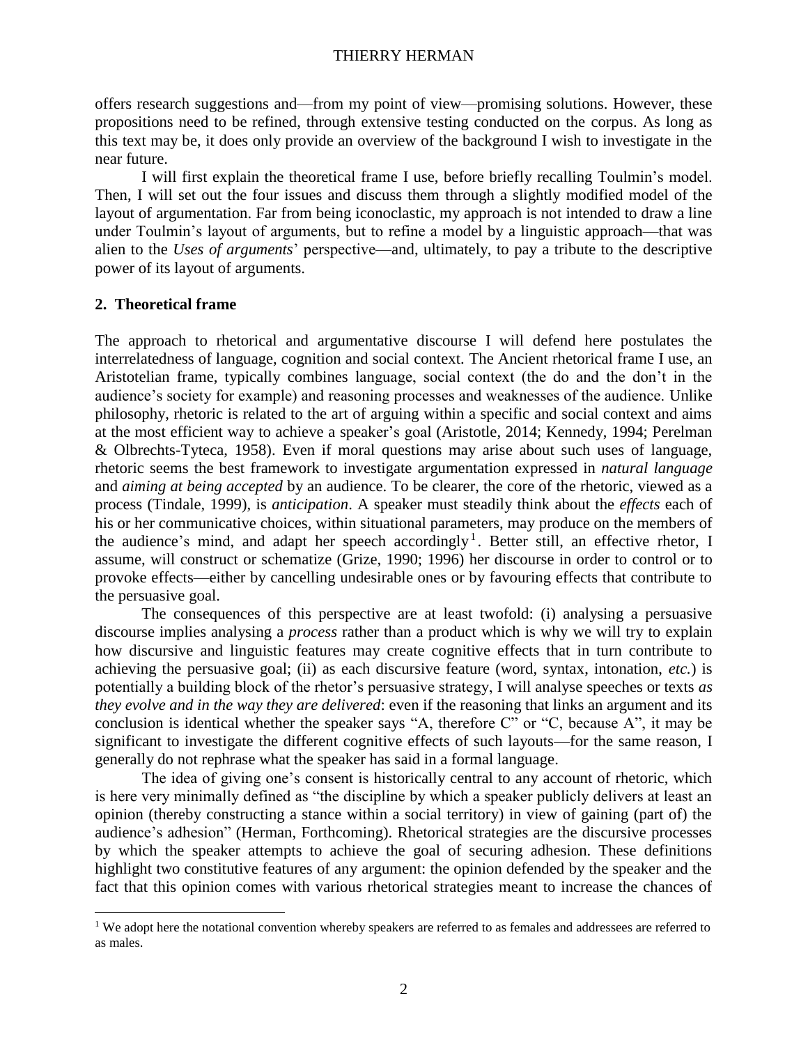offers research suggestions and—from my point of view—promising solutions. However, these propositions need to be refined, through extensive testing conducted on the corpus. As long as this text may be, it does only provide an overview of the background I wish to investigate in the near future.

I will first explain the theoretical frame I use, before briefly recalling Toulmin's model. Then, I will set out the four issues and discuss them through a slightly modified model of the layout of argumentation. Far from being iconoclastic, my approach is not intended to draw a line under Toulmin's layout of arguments, but to refine a model by a linguistic approach—that was alien to the *Uses of arguments*' perspective—and, ultimately, to pay a tribute to the descriptive power of its layout of arguments.

## 2. Theoretical frame

The approach to rhetorical and argumentative discourse I will defend here postulates the interrelatedness of language, cognition and social context. The Ancient rhetorical frame I use, an Aristotelian frame, typically combines language, social context (the do and the don't in the audience's society for example) and reasoning processes and weaknesses of the audience. Unlike philosophy, rhetoric is related to the art of arguing within a specific and social context and aims at the most efficient way to achieve a speaker's goal (Aristotle, 2014; Kennedy, 1994; Perelman & Olbrechts-Tyteca, 1958). Even if moral questions may arise about such uses of language, rhetoric seems the best framework to investigate argumentation expressed in *natural language* and *aiming at being accepted* by an audience. To be clearer, the core of the rhetoric, viewed as a process (Tindale, 1999), is *anticipation*. A speaker must steadily think about the *effects* each of his or her communicative choices, within situational parameters, may produce on the members of the audience's mind, and adapt her speech accordingly[1]. Better still, an effective rhetor, I assume, will construct or schematize (Grize, 1990; 1996) her discourse in order to control or to provoke effects—either by cancelling undesirable ones or by favouring effects that contribute to the persuasive goal.

The consequences of this perspective are at least twofold: (i) analysing a persuasive discourse implies analysing a *process* rather than a product which is why we will try to explain how discursive and linguistic features may create cognitive effects that in turn contribute to achieving the persuasive goal; (ii) as each discursive feature (word, syntax, intonation, *etc.*) is potentially a building block of the rhetor's persuasive strategy, I will analyse speeches or texts *as they evolve and in the way they are delivered*: even if the reasoning that links an argument and its conclusion is identical whether the speaker says "A, therefore C" or "C, because A", it may be significant to investigate the different cognitive effects of such layouts—for the same reason, I generally do not rephrase what the speaker has said in a formal language.

The idea of giving one's consent is historically central to any account of rhetoric, which is here very minimally defined as "the discipline by which a speaker publicly delivers at least an opinion (thereby constructing a stance within a social territory) in view of gaining (part of) the audience's adhesion" (Herman, Forthcoming). Rhetorical strategies are the discursive processes by which the speaker attempts to achieve the goal of securing adhesion. These definitions highlight two constitutive features of any argument: the opinion defended by the speaker and the fact that this opinion comes with various rhetorical strategies meant to increase the chances of

[1] We adopt here the notational convention whereby speakers are referred to as females and addressees are referred to as males.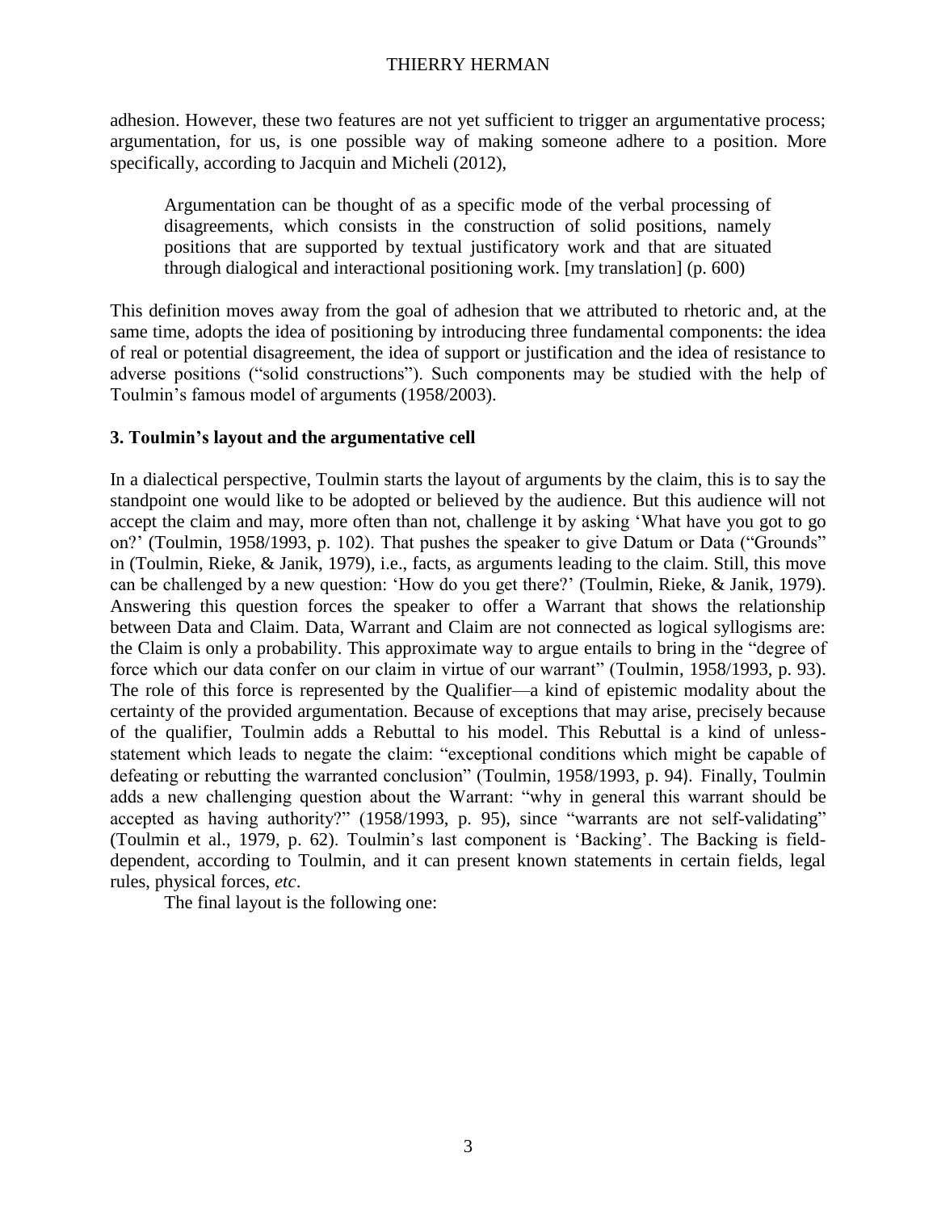adhesion. However, these two features are not yet sufficient to trigger an argumentative process; argumentation, for us, is one possible way of making someone adhere to a position. More specifically, according to Jacquin and Micheli (2012),

> Argumentation can be thought of as a specific mode of the verbal processing of disagreements, which consists in the construction of solid positions, namely positions that are supported by textual justificatory work and that are situated through dialogical and interactional positioning work. [my translation] (p. 600)

This definition moves away from the goal of adhesion that we attributed to rhetoric and, at the same time, adopts the idea of positioning by introducing three fundamental components: the idea of real or potential disagreement, the idea of support or justification and the idea of resistance to adverse positions ("solid constructions"). Such components may be studied with the help of Toulmin's famous model of arguments (1958/2003).

## 3. Toulmin's layout and the argumentative cell

In a dialectical perspective, Toulmin starts the layout of arguments by the claim, this is to say the standpoint one would like to be adopted or believed by the audience. But this audience will not accept the claim and may, more often than not, challenge it by asking 'What have you got to go on?' (Toulmin, 1958/1993, p. 102). That pushes the speaker to give Datum or Data ("Grounds" in (Toulmin, Rieke, & Janik, 1979), i.e., facts, as arguments leading to the claim. Still, this move can be challenged by a new question: 'How do you get there?' (Toulmin, Rieke, & Janik, 1979). Answering this question forces the speaker to offer a Warrant that shows the relationship between Data and Claim. Data, Warrant and Claim are not connected as logical syllogisms are: the Claim is only a probability. This approximate way to argue entails to bring in the "degree of force which our data confer on our claim in virtue of our warrant" (Toulmin, 1958/1993, p. 93). The role of this force is represented by the Qualifier—a kind of epistemic modality about the certainty of the provided argumentation. Because of exceptions that may arise, precisely because of the qualifier, Toulmin adds a Rebuttal to his model. This Rebuttal is a kind of unless-statement which leads to negate the claim: "exceptional conditions which might be capable of defeating or rebutting the warranted conclusion" (Toulmin, 1958/1993, p. 94). Finally, Toulmin adds a new challenging question about the Warrant: "why in general this warrant should be accepted as having authority?" (1958/1993, p. 95), since "warrants are not self-validating" (Toulmin et al., 1979, p. 62). Toulmin's last component is 'Backing'. The Backing is field-dependent, according to Toulmin, and it can present known statements in certain fields, legal rules, physical forces, *etc*.

The final layout is the following one: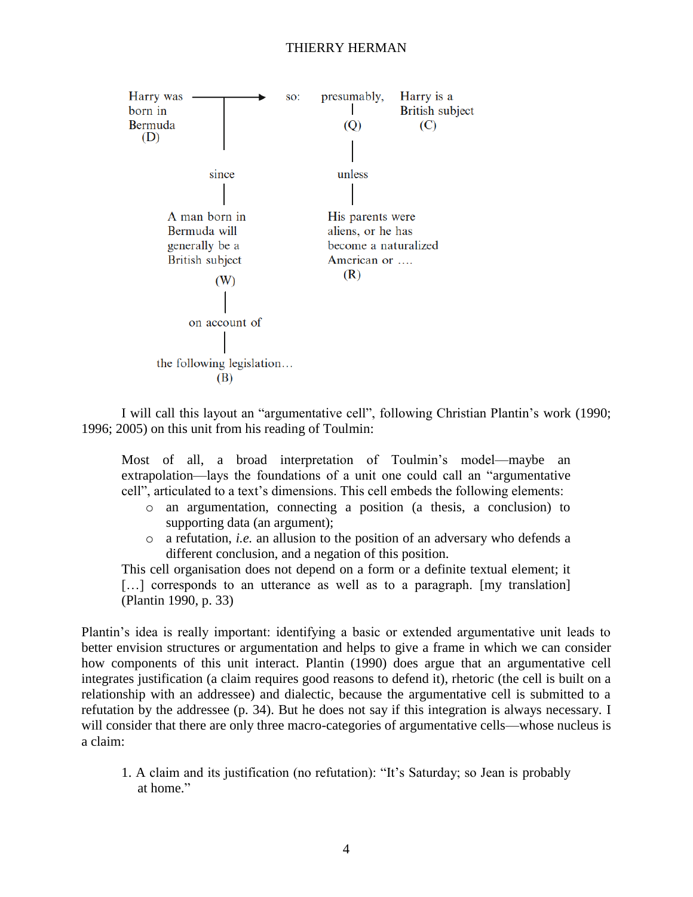```
Harry was ──────┬────────►  so:   presumably,    Harry is a
born in         │                      |          British subject
Bermuda         │                     (Q)              (C)
  (D)           │                      |
                │                      |
              since                  unless
                |                      |
          A man born in          His parents were
          Bermuda will           aliens, or he has
          generally be a         become a naturalized
          British subject        American or ….
               (W)                    (R)
                |
          on account of
                |
      the following legislation…
               (B)
```

I will call this layout an "argumentative cell", following Christian Plantin's work (1990; 1996; 2005) on this unit from his reading of Toulmin:

> Most of all, a broad interpretation of Toulmin's model—maybe an extrapolation—lays the foundations of a unit one could call an "argumentative cell", articulated to a text's dimensions. This cell embeds the following elements:
>
> - an argumentation, connecting a position (a thesis, a conclusion) to supporting data (an argument);
> - a refutation, *i.e.* an allusion to the position of an adversary who defends a different conclusion, and a negation of this position.
>
> This cell organisation does not depend on a form or a definite textual element; it […] corresponds to an utterance as well as to a paragraph. [my translation] (Plantin 1990, p. 33)

Plantin's idea is really important: identifying a basic or extended argumentative unit leads to better envision structures or argumentation and helps to give a frame in which we can consider how components of this unit interact. Plantin (1990) does argue that an argumentative cell integrates justification (a claim requires good reasons to defend it), rhetoric (the cell is built on a relationship with an addressee) and dialectic, because the argumentative cell is submitted to a refutation by the addressee (p. 34). But he does not say if this integration is always necessary. I will consider that there are only three macro-categories of argumentative cells—whose nucleus is a claim:

1. A claim and its justification (no refutation): "It's Saturday; so Jean is probably at home."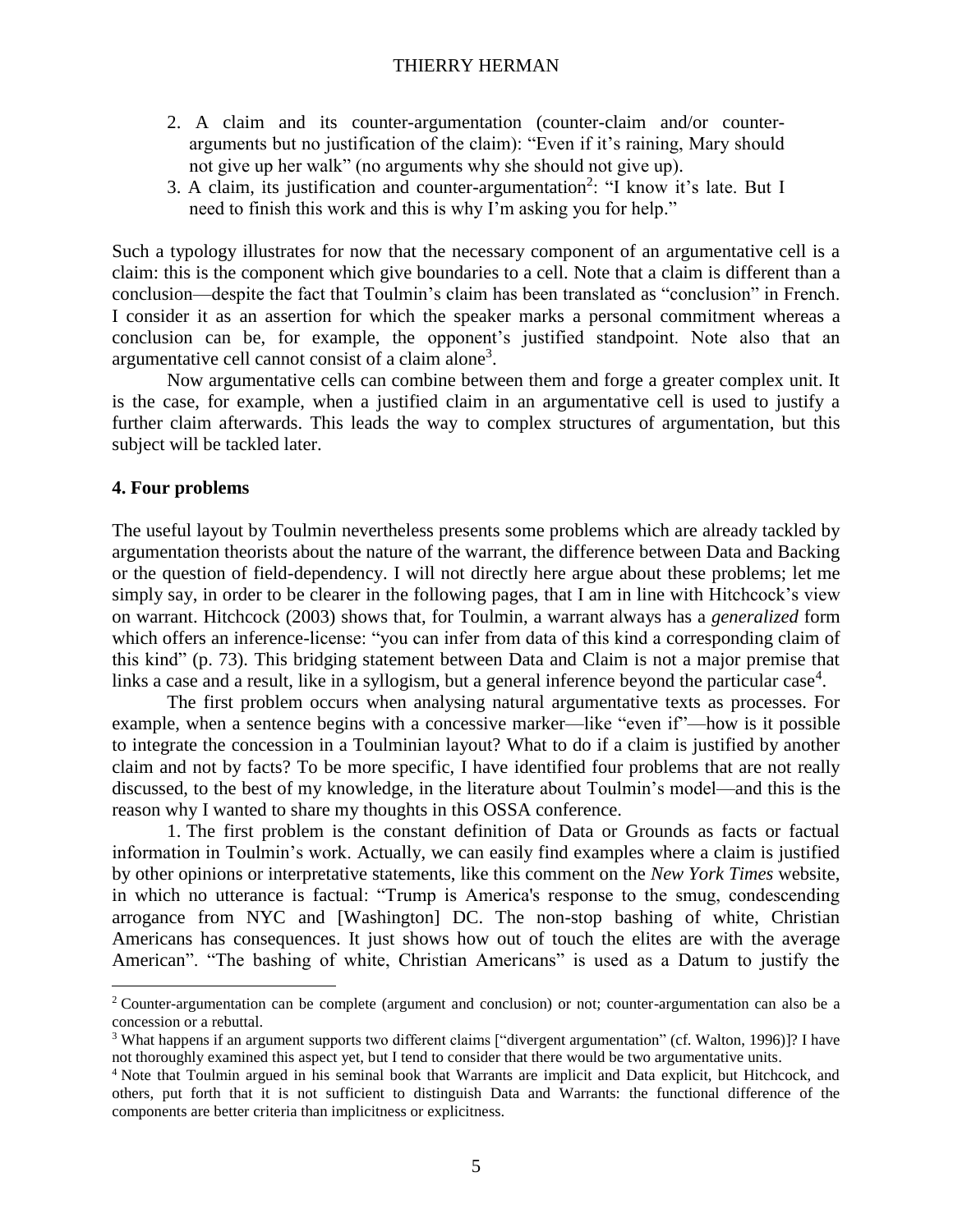2. A claim and its counter-argumentation (counter-claim and/or counter-arguments but no justification of the claim): "Even if it's raining, Mary should not give up her walk" (no arguments why she should not give up).
3. A claim, its justification and counter-argumentation[2]: "I know it's late. But I need to finish this work and this is why I'm asking you for help."

Such a typology illustrates for now that the necessary component of an argumentative cell is a claim: this is the component which give boundaries to a cell. Note that a claim is different than a conclusion—despite the fact that Toulmin's claim has been translated as "conclusion" in French. I consider it as an assertion for which the speaker marks a personal commitment whereas a conclusion can be, for example, the opponent's justified standpoint. Note also that an argumentative cell cannot consist of a claim alone[3].

Now argumentative cells can combine between them and forge a greater complex unit. It is the case, for example, when a justified claim in an argumentative cell is used to justify a further claim afterwards. This leads the way to complex structures of argumentation, but this subject will be tackled later.

## 4. Four problems

The useful layout by Toulmin nevertheless presents some problems which are already tackled by argumentation theorists about the nature of the warrant, the difference between Data and Backing or the question of field-dependency. I will not directly here argue about these problems; let me simply say, in order to be clearer in the following pages, that I am in line with Hitchcock's view on warrant. Hitchcock (2003) shows that, for Toulmin, a warrant always has a *generalized* form which offers an inference-license: "you can infer from data of this kind a corresponding claim of this kind" (p. 73). This bridging statement between Data and Claim is not a major premise that links a case and a result, like in a syllogism, but a general inference beyond the particular case[4].

The first problem occurs when analysing natural argumentative texts as processes. For example, when a sentence begins with a concessive marker—like "even if"—how is it possible to integrate the concession in a Toulminian layout? What to do if a claim is justified by another claim and not by facts? To be more specific, I have identified four problems that are not really discussed, to the best of my knowledge, in the literature about Toulmin's model—and this is the reason why I wanted to share my thoughts in this OSSA conference.

1. The first problem is the constant definition of Data or Grounds as facts or factual information in Toulmin's work. Actually, we can easily find examples where a claim is justified by other opinions or interpretative statements, like this comment on the *New York Times* website, in which no utterance is factual: "Trump is America's response to the smug, condescending arrogance from NYC and [Washington] DC. The non-stop bashing of white, Christian Americans has consequences. It just shows how out of touch the elites are with the average American". "The bashing of white, Christian Americans" is used as a Datum to justify the

---

[2] Counter-argumentation can be complete (argument and conclusion) or not; counter-argumentation can also be a concession or a rebuttal.

[3] What happens if an argument supports two different claims ["divergent argumentation" (cf. Walton, 1996)]? I have not thoroughly examined this aspect yet, but I tend to consider that there would be two argumentative units.

[4] Note that Toulmin argued in his seminal book that Warrants are implicit and Data explicit, but Hitchcock, and others, put forth that it is not sufficient to distinguish Data and Warrants: the functional difference of the components are better criteria than implicitness or explicitness.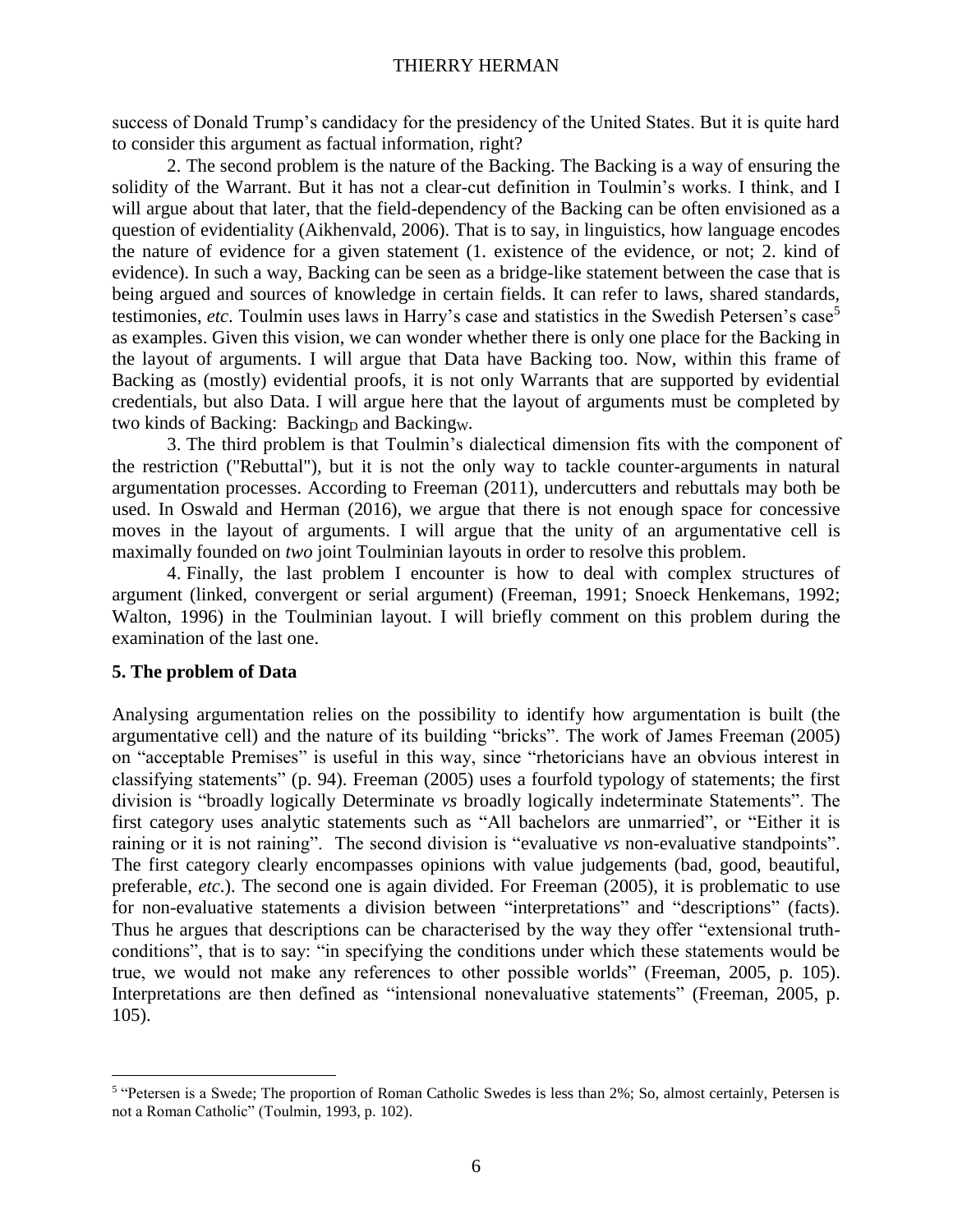success of Donald Trump's candidacy for the presidency of the United States. But it is quite hard to consider this argument as factual information, right?

2. The second problem is the nature of the Backing. The Backing is a way of ensuring the solidity of the Warrant. But it has not a clear-cut definition in Toulmin's works. I think, and I will argue about that later, that the field-dependency of the Backing can be often envisioned as a question of evidentiality (Aikhenvald, 2006). That is to say, in linguistics, how language encodes the nature of evidence for a given statement (1. existence of the evidence, or not; 2. kind of evidence). In such a way, Backing can be seen as a bridge-like statement between the case that is being argued and sources of knowledge in certain fields. It can refer to laws, shared standards, testimonies, *etc*. Toulmin uses laws in Harry's case and statistics in the Swedish Petersen's case[5] as examples. Given this vision, we can wonder whether there is only one place for the Backing in the layout of arguments. I will argue that Data have Backing too. Now, within this frame of Backing as (mostly) evidential proofs, it is not only Warrants that are supported by evidential credentials, but also Data. I will argue here that the layout of arguments must be completed by two kinds of Backing: $\text{Backing}_D$ and $\text{Backing}_W$.

3. The third problem is that Toulmin's dialectical dimension fits with the component of the restriction ("Rebuttal"), but it is not the only way to tackle counter-arguments in natural argumentation processes. According to Freeman (2011), undercutters and rebuttals may both be used. In Oswald and Herman (2016), we argue that there is not enough space for concessive moves in the layout of arguments. I will argue that the unity of an argumentative cell is maximally founded on *two* joint Toulminian layouts in order to resolve this problem.

4. Finally, the last problem I encounter is how to deal with complex structures of argument (linked, convergent or serial argument) (Freeman, 1991; Snoeck Henkemans, 1992; Walton, 1996) in the Toulminian layout. I will briefly comment on this problem during the examination of the last one.

## 5. The problem of Data

Analysing argumentation relies on the possibility to identify how argumentation is built (the argumentative cell) and the nature of its building "bricks". The work of James Freeman (2005) on "acceptable Premises" is useful in this way, since "rhetoricians have an obvious interest in classifying statements" (p. 94). Freeman (2005) uses a fourfold typology of statements; the first division is "broadly logically Determinate *vs* broadly logically indeterminate Statements". The first category uses analytic statements such as "All bachelors are unmarried", or "Either it is raining or it is not raining". The second division is "evaluative *vs* non-evaluative standpoints". The first category clearly encompasses opinions with value judgements (bad, good, beautiful, preferable, *etc*.). The second one is again divided. For Freeman (2005), it is problematic to use for non-evaluative statements a division between "interpretations" and "descriptions" (facts). Thus he argues that descriptions can be characterised by the way they offer "extensional truth-conditions", that is to say: "in specifying the conditions under which these statements would be true, we would not make any references to other possible worlds" (Freeman, 2005, p. 105). Interpretations are then defined as "intensional nonevaluative statements" (Freeman, 2005, p. 105).

---

[5] "Petersen is a Swede; The proportion of Roman Catholic Swedes is less than 2%; So, almost certainly, Petersen is not a Roman Catholic" (Toulmin, 1993, p. 102).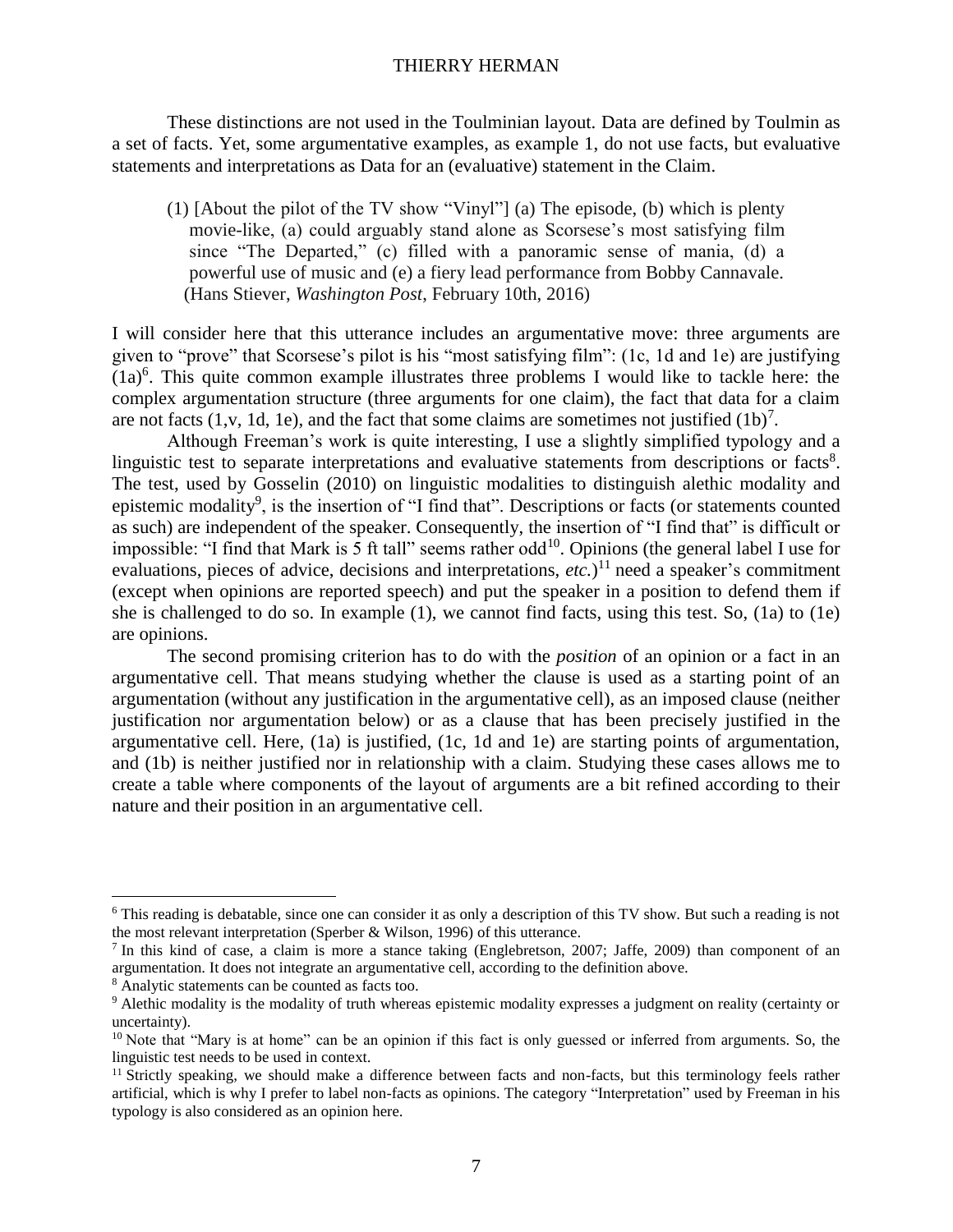These distinctions are not used in the Toulminian layout. Data are defined by Toulmin as a set of facts. Yet, some argumentative examples, as example 1, do not use facts, but evaluative statements and interpretations as Data for an (evaluative) statement in the Claim.

> (1) [About the pilot of the TV show "Vinyl"] (a) The episode, (b) which is plenty movie-like, (a) could arguably stand alone as Scorsese's most satisfying film since "The Departed," (c) filled with a panoramic sense of mania, (d) a powerful use of music and (e) a fiery lead performance from Bobby Cannavale. (Hans Stiever, *Washington Post*, February 10th, 2016)

I will consider here that this utterance includes an argumentative move: three arguments are given to "prove" that Scorsese's pilot is his "most satisfying film": (1c, 1d and 1e) are justifying (1a)[6]. This quite common example illustrates three problems I would like to tackle here: the complex argumentation structure (three arguments for one claim), the fact that data for a claim are not facts (1,v, 1d, 1e), and the fact that some claims are sometimes not justified (1b)[7].

Although Freeman's work is quite interesting, I use a slightly simplified typology and a linguistic test to separate interpretations and evaluative statements from descriptions or facts[8]. The test, used by Gosselin (2010) on linguistic modalities to distinguish alethic modality and epistemic modality[9], is the insertion of "I find that". Descriptions or facts (or statements counted as such) are independent of the speaker. Consequently, the insertion of "I find that" is difficult or impossible: "I find that Mark is 5 ft tall" seems rather odd[10]. Opinions (the general label I use for evaluations, pieces of advice, decisions and interpretations, *etc.*)[11] need a speaker's commitment (except when opinions are reported speech) and put the speaker in a position to defend them if she is challenged to do so. In example (1), we cannot find facts, using this test. So, (1a) to (1e) are opinions.

The second promising criterion has to do with the *position* of an opinion or a fact in an argumentative cell. That means studying whether the clause is used as a starting point of an argumentation (without any justification in the argumentative cell), as an imposed clause (neither justification nor argumentation below) or as a clause that has been precisely justified in the argumentative cell. Here, (1a) is justified, (1c, 1d and 1e) are starting points of argumentation, and (1b) is neither justified nor in relationship with a claim. Studying these cases allows me to create a table where components of the layout of arguments are a bit refined according to their nature and their position in an argumentative cell.

---

[6] This reading is debatable, since one can consider it as only a description of this TV show. But such a reading is not the most relevant interpretation (Sperber & Wilson, 1996) of this utterance.

[7] In this kind of case, a claim is more a stance taking (Englebretson, 2007; Jaffe, 2009) than component of an argumentation. It does not integrate an argumentative cell, according to the definition above.

[8] Analytic statements can be counted as facts too.

[9] Alethic modality is the modality of truth whereas epistemic modality expresses a judgment on reality (certainty or uncertainty).

[10] Note that "Mary is at home" can be an opinion if this fact is only guessed or inferred from arguments. So, the linguistic test needs to be used in context.

[11] Strictly speaking, we should make a difference between facts and non-facts, but this terminology feels rather artificial, which is why I prefer to label non-facts as opinions. The category "Interpretation" used by Freeman in his typology is also considered as an opinion here.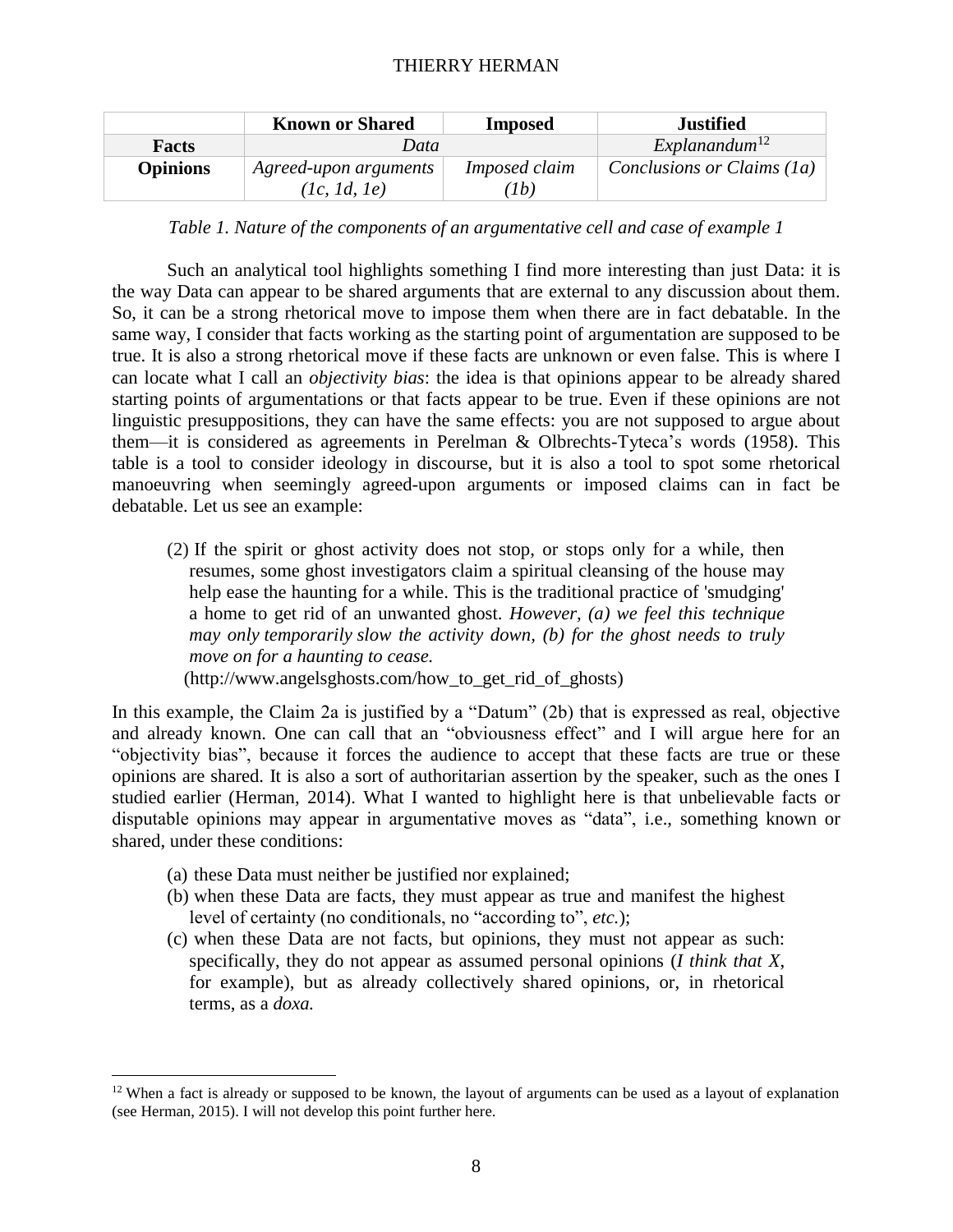| | Known or Shared | Imposed | Justified |
|---|---|---|---|
| **Facts** | *Data* | | *Explanandum*[12] |
| **Opinions** | *Agreed-upon arguments (1c, 1d, 1e)* | *Imposed claim (1b)* | *Conclusions or Claims (1a)* |

*Table 1. Nature of the components of an argumentative cell and case of example 1*

Such an analytical tool highlights something I find more interesting than just Data: it is the way Data can appear to be shared arguments that are external to any discussion about them. So, it can be a strong rhetorical move to impose them when there are in fact debatable. In the same way, I consider that facts working as the starting point of argumentation are supposed to be true. It is also a strong rhetorical move if these facts are unknown or even false. This is where I can locate what I call an *objectivity bias*: the idea is that opinions appear to be already shared starting points of argumentations or that facts appear to be true. Even if these opinions are not linguistic presuppositions, they can have the same effects: you are not supposed to argue about them—it is considered as agreements in Perelman & Olbrechts-Tyteca's words (1958). This table is a tool to consider ideology in discourse, but it is also a tool to spot some rhetorical manoeuvring when seemingly agreed-upon arguments or imposed claims can in fact be debatable. Let us see an example:

> (2) If the spirit or ghost activity does not stop, or stops only for a while, then resumes, some ghost investigators claim a spiritual cleansing of the house may help ease the haunting for a while. This is the traditional practice of 'smudging' a home to get rid of an unwanted ghost. *However, (a) we feel this technique may only temporarily slow the activity down, (b) for the ghost needs to truly move on for a haunting to cease.*
> (http://www.angelsghosts.com/how_to_get_rid_of_ghosts)

In this example, the Claim 2a is justified by a "Datum" (2b) that is expressed as real, objective and already known. One can call that an "obviousness effect" and I will argue here for an "objectivity bias", because it forces the audience to accept that these facts are true or these opinions are shared. It is also a sort of authoritarian assertion by the speaker, such as the ones I studied earlier (Herman, 2014). What I wanted to highlight here is that unbelievable facts or disputable opinions may appear in argumentative moves as "data", i.e., something known or shared, under these conditions:

(a) these Data must neither be justified nor explained;
(b) when these Data are facts, they must appear as true and manifest the highest level of certainty (no conditionals, no "according to", *etc.*);
(c) when these Data are not facts, but opinions, they must not appear as such: specifically, they do not appear as assumed personal opinions (*I think that X*, for example), but as already collectively shared opinions, or, in rhetorical terms, as a *doxa.*

[12] When a fact is already or supposed to be known, the layout of arguments can be used as a layout of explanation (see Herman, 2015). I will not develop this point further here.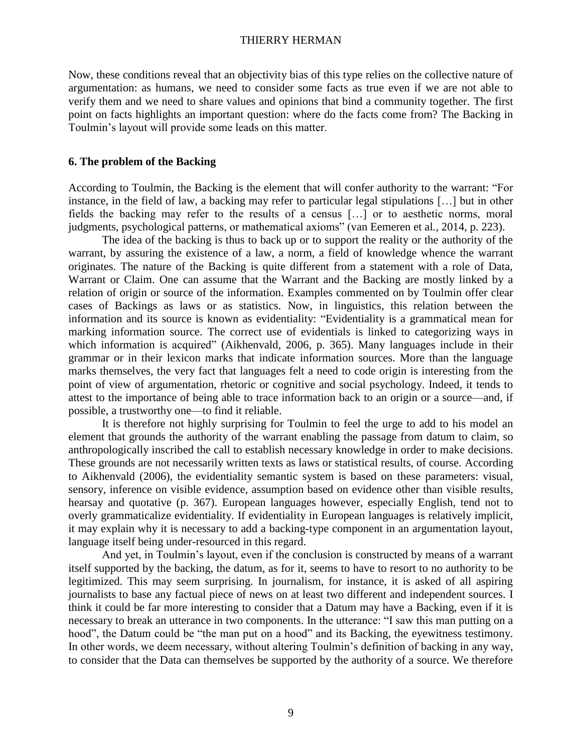Now, these conditions reveal that an objectivity bias of this type relies on the collective nature of argumentation: as humans, we need to consider some facts as true even if we are not able to verify them and we need to share values and opinions that bind a community together. The first point on facts highlights an important question: where do the facts come from? The Backing in Toulmin's layout will provide some leads on this matter.

## 6. The problem of the Backing

According to Toulmin, the Backing is the element that will confer authority to the warrant: "For instance, in the field of law, a backing may refer to particular legal stipulations […] but in other fields the backing may refer to the results of a census […] or to aesthetic norms, moral judgments, psychological patterns, or mathematical axioms" (van Eemeren et al., 2014, p. 223).

The idea of the backing is thus to back up or to support the reality or the authority of the warrant, by assuring the existence of a law, a norm, a field of knowledge whence the warrant originates. The nature of the Backing is quite different from a statement with a role of Data, Warrant or Claim. One can assume that the Warrant and the Backing are mostly linked by a relation of origin or source of the information. Examples commented on by Toulmin offer clear cases of Backings as laws or as statistics. Now, in linguistics, this relation between the information and its source is known as evidentiality: "Evidentiality is a grammatical mean for marking information source. The correct use of evidentials is linked to categorizing ways in which information is acquired" (Aikhenvald, 2006, p. 365). Many languages include in their grammar or in their lexicon marks that indicate information sources. More than the language marks themselves, the very fact that languages felt a need to code origin is interesting from the point of view of argumentation, rhetoric or cognitive and social psychology. Indeed, it tends to attest to the importance of being able to trace information back to an origin or a source—and, if possible, a trustworthy one—to find it reliable.

It is therefore not highly surprising for Toulmin to feel the urge to add to his model an element that grounds the authority of the warrant enabling the passage from datum to claim, so anthropologically inscribed the call to establish necessary knowledge in order to make decisions. These grounds are not necessarily written texts as laws or statistical results, of course. According to Aikhenvald (2006), the evidentiality semantic system is based on these parameters: visual, sensory, inference on visible evidence, assumption based on evidence other than visible results, hearsay and quotative (p. 367). European languages however, especially English, tend not to overly grammaticalize evidentiality. If evidentiality in European languages is relatively implicit, it may explain why it is necessary to add a backing-type component in an argumentation layout, language itself being under-resourced in this regard.

And yet, in Toulmin's layout, even if the conclusion is constructed by means of a warrant itself supported by the backing, the datum, as for it, seems to have to resort to no authority to be legitimized. This may seem surprising. In journalism, for instance, it is asked of all aspiring journalists to base any factual piece of news on at least two different and independent sources. I think it could be far more interesting to consider that a Datum may have a Backing, even if it is necessary to break an utterance in two components. In the utterance: "I saw this man putting on a hood", the Datum could be "the man put on a hood" and its Backing, the eyewitness testimony. In other words, we deem necessary, without altering Toulmin's definition of backing in any way, to consider that the Data can themselves be supported by the authority of a source. We therefore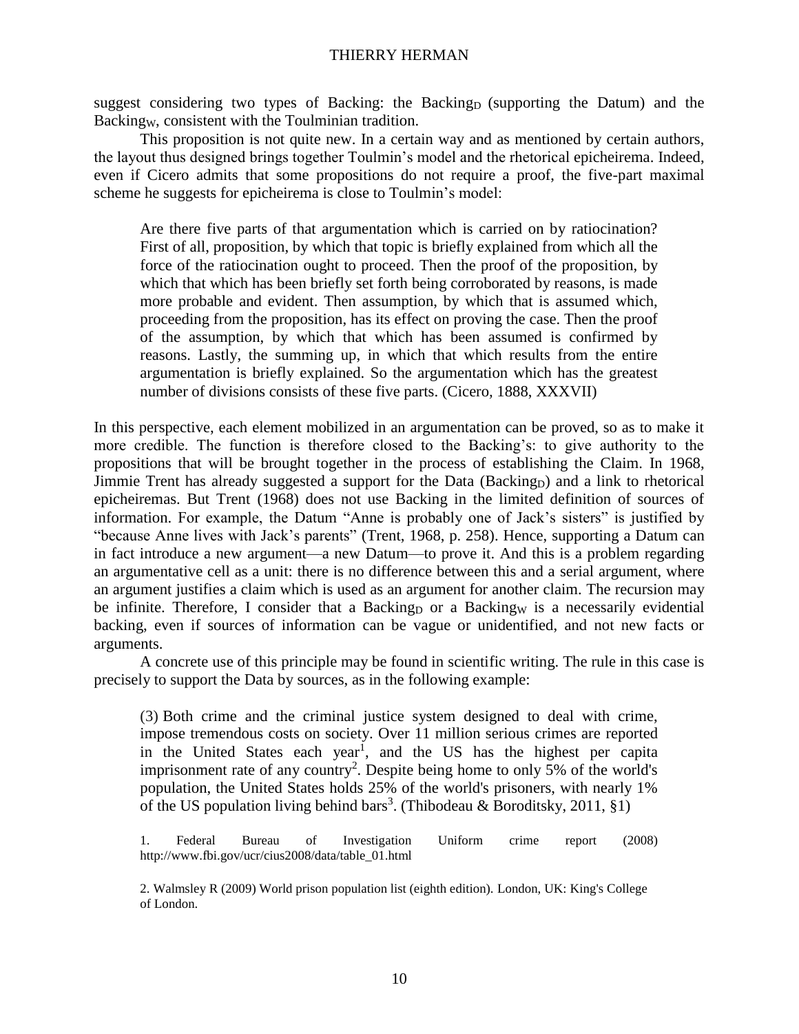suggest considering two types of Backing: the $Backing_D$ (supporting the Datum) and the $Backing_W$, consistent with the Toulminian tradition.

This proposition is not quite new. In a certain way and as mentioned by certain authors, the layout thus designed brings together Toulmin's model and the rhetorical epicheirema. Indeed, even if Cicero admits that some propositions do not require a proof, the five-part maximal scheme he suggests for epicheirema is close to Toulmin's model:

> Are there five parts of that argumentation which is carried on by ratiocination? First of all, proposition, by which that topic is briefly explained from which all the force of the ratiocination ought to proceed. Then the proof of the proposition, by which that which has been briefly set forth being corroborated by reasons, is made more probable and evident. Then assumption, by which that is assumed which, proceeding from the proposition, has its effect on proving the case. Then the proof of the assumption, by which that which has been assumed is confirmed by reasons. Lastly, the summing up, in which that which results from the entire argumentation is briefly explained. So the argumentation which has the greatest number of divisions consists of these five parts. (Cicero, 1888, XXXVII)

In this perspective, each element mobilized in an argumentation can be proved, so as to make it more credible. The function is therefore closed to the Backing's: to give authority to the propositions that will be brought together in the process of establishing the Claim. In 1968, Jimmie Trent has already suggested a support for the Data ($Backing_D$) and a link to rhetorical epicheiremas. But Trent (1968) does not use Backing in the limited definition of sources of information. For example, the Datum "Anne is probably one of Jack's sisters" is justified by "because Anne lives with Jack's parents" (Trent, 1968, p. 258). Hence, supporting a Datum can in fact introduce a new argument—a new Datum—to prove it. And this is a problem regarding an argumentative cell as a unit: there is no difference between this and a serial argument, where an argument justifies a claim which is used as an argument for another claim. The recursion may be infinite. Therefore, I consider that a $Backing_D$ or a $Backing_W$ is a necessarily evidential backing, even if sources of information can be vague or unidentified, and not new facts or arguments.

A concrete use of this principle may be found in scientific writing. The rule in this case is precisely to support the Data by sources, as in the following example:

> (3) Both crime and the criminal justice system designed to deal with crime, impose tremendous costs on society. Over 11 million serious crimes are reported in the United States each year[1], and the US has the highest per capita imprisonment rate of any country[2]. Despite being home to only 5% of the world's population, the United States holds 25% of the world's prisoners, with nearly 1% of the US population living behind bars[3]. (Thibodeau & Boroditsky, 2011, §1)
>
> 1. Federal Bureau of Investigation Uniform crime report (2008) http://www.fbi.gov/ucr/cius2008/data/table_01.html
>
> 2. Walmsley R (2009) World prison population list (eighth edition). London, UK: King's College of London.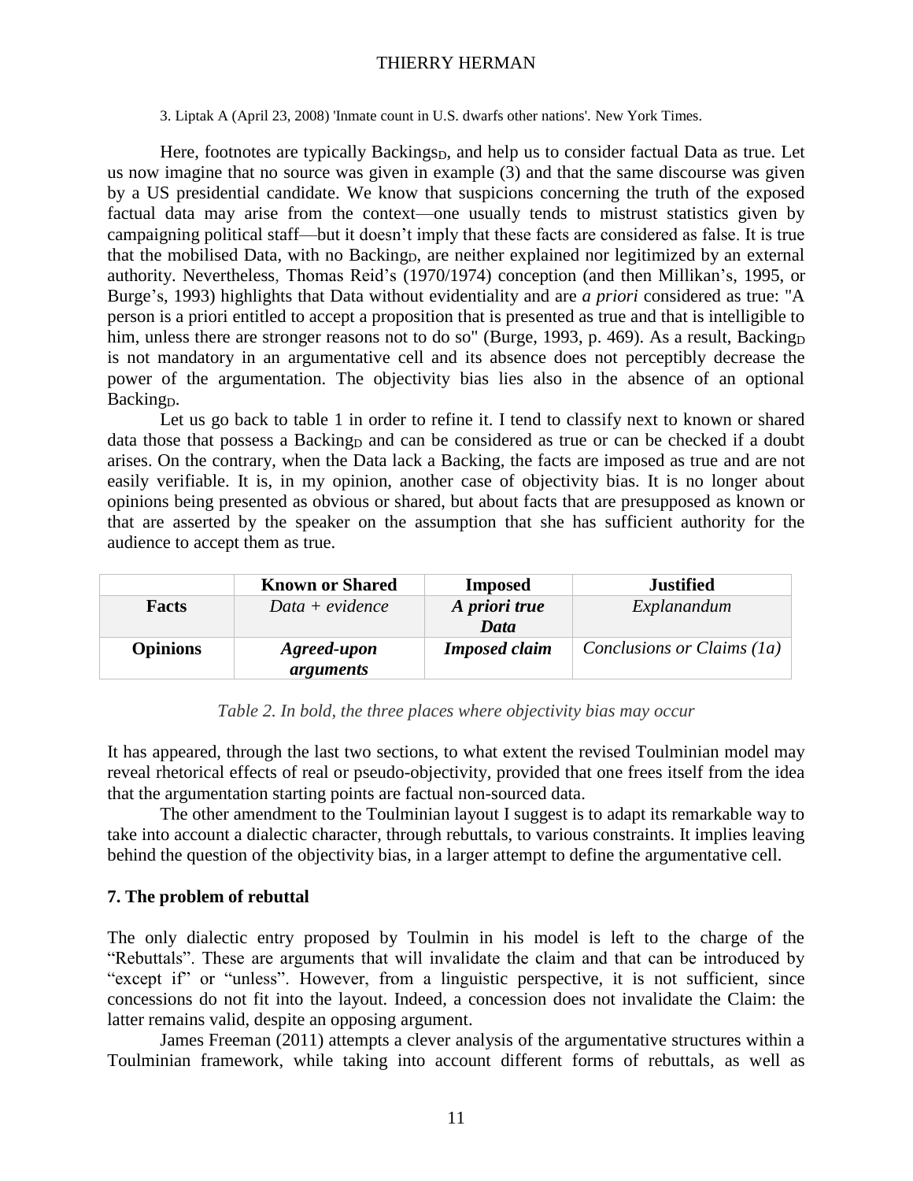3. Liptak A (April 23, 2008) 'Inmate count in U.S. dwarfs other nations'. New York Times.

Here, footnotes are typically Backings$_D$, and help us to consider factual Data as true. Let us now imagine that no source was given in example (3) and that the same discourse was given by a US presidential candidate. We know that suspicions concerning the truth of the exposed factual data may arise from the context—one usually tends to mistrust statistics given by campaigning political staff—but it doesn't imply that these facts are considered as false. It is true that the mobilised Data, with no Backing$_D$, are neither explained nor legitimized by an external authority. Nevertheless, Thomas Reid's (1970/1974) conception (and then Millikan's, 1995, or Burge's, 1993) highlights that Data without evidentiality and are *a priori* considered as true: "A person is a priori entitled to accept a proposition that is presented as true and that is intelligible to him, unless there are stronger reasons not to do so" (Burge, 1993, p. 469). As a result, Backing$_D$ is not mandatory in an argumentative cell and its absence does not perceptibly decrease the power of the argumentation. The objectivity bias lies also in the absence of an optional Backing$_D$.

Let us go back to table 1 in order to refine it. I tend to classify next to known or shared data those that possess a Backing$_D$ and can be considered as true or can be checked if a doubt arises. On the contrary, when the Data lack a Backing, the facts are imposed as true and are not easily verifiable. It is, in my opinion, another case of objectivity bias. It is no longer about opinions being presented as obvious or shared, but about facts that are presupposed as known or that are asserted by the speaker on the assumption that she has sufficient authority for the audience to accept them as true.

| | **Known or Shared** | **Imposed** | **Justified** |
|---|---|---|---|
| **Facts** | *Data + evidence* | ***A priori true Data*** | *Explanandum* |
| **Opinions** | ***Agreed-upon arguments*** | ***Imposed claim*** | *Conclusions or Claims (1a)* |

*Table 2. In bold, the three places where objectivity bias may occur*

It has appeared, through the last two sections, to what extent the revised Toulminian model may reveal rhetorical effects of real or pseudo-objectivity, provided that one frees itself from the idea that the argumentation starting points are factual non-sourced data.

The other amendment to the Toulminian layout I suggest is to adapt its remarkable way to take into account a dialectic character, through rebuttals, to various constraints. It implies leaving behind the question of the objectivity bias, in a larger attempt to define the argumentative cell.

## 7. The problem of rebuttal

The only dialectic entry proposed by Toulmin in his model is left to the charge of the "Rebuttals". These are arguments that will invalidate the claim and that can be introduced by "except if" or "unless". However, from a linguistic perspective, it is not sufficient, since concessions do not fit into the layout. Indeed, a concession does not invalidate the Claim: the latter remains valid, despite an opposing argument.

James Freeman (2011) attempts a clever analysis of the argumentative structures within a Toulminian framework, while taking into account different forms of rebuttals, as well as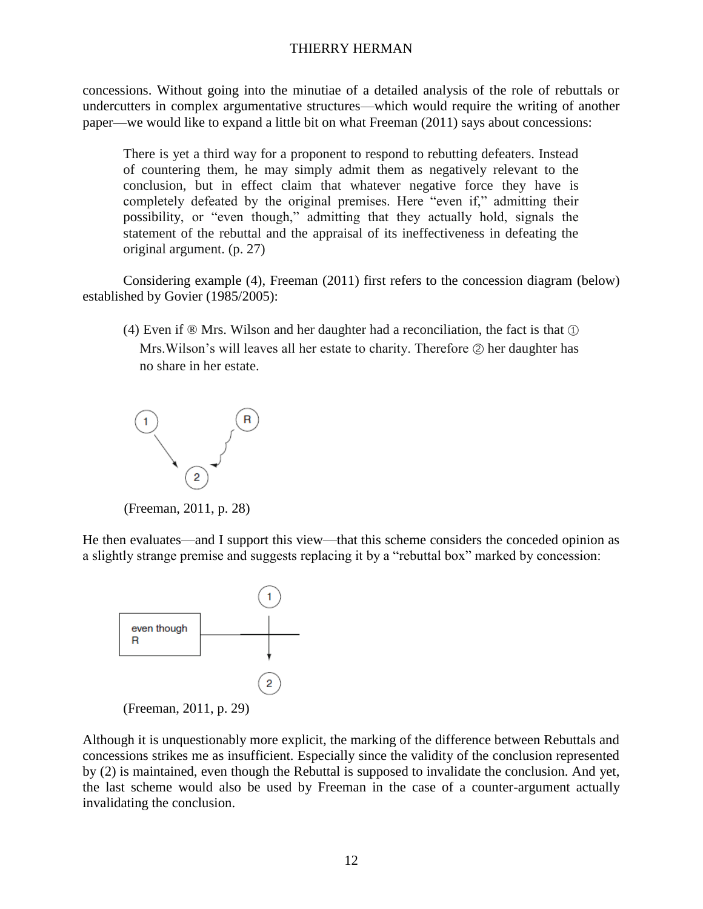concessions. Without going into the minutiae of a detailed analysis of the role of rebuttals or undercutters in complex argumentative structures—which would require the writing of another paper—we would like to expand a little bit on what Freeman (2011) says about concessions:

> There is yet a third way for a proponent to respond to rebutting defeaters. Instead of countering them, he may simply admit them as negatively relevant to the conclusion, but in effect claim that whatever negative force they have is completely defeated by the original premises. Here "even if," admitting their possibility, or "even though," admitting that they actually hold, signals the statement of the rebuttal and the appraisal of its ineffectiveness in defeating the original argument. (p. 27)

Considering example (4), Freeman (2011) first refers to the concession diagram (below) established by Govier (1985/2005):

> (4) Even if ® Mrs. Wilson and her daughter had a reconciliation, the fact is that ① Mrs.Wilson's will leaves all her estate to charity. Therefore ② her daughter has no share in her estate.

(Freeman, 2011, p. 28)

He then evaluates—and I support this view—that this scheme considers the conceded opinion as a slightly strange premise and suggests replacing it by a "rebuttal box" marked by concession:

(Freeman, 2011, p. 29)

Although it is unquestionably more explicit, the marking of the difference between Rebuttals and concessions strikes me as insufficient. Especially since the validity of the conclusion represented by (2) is maintained, even though the Rebuttal is supposed to invalidate the conclusion. And yet, the last scheme would also be used by Freeman in the case of a counter-argument actually invalidating the conclusion.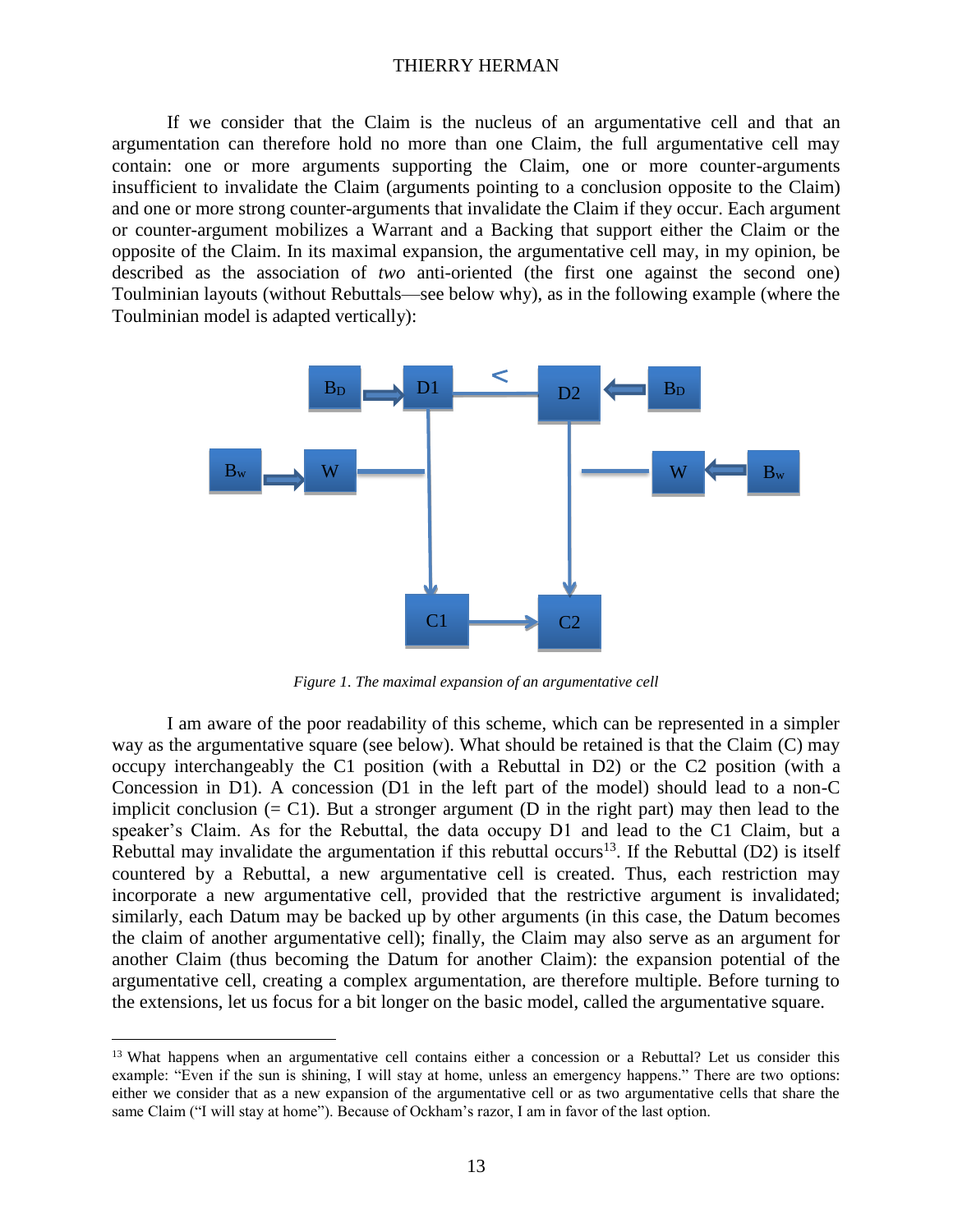If we consider that the Claim is the nucleus of an argumentative cell and that an argumentation can therefore hold no more than one Claim, the full argumentative cell may contain: one or more arguments supporting the Claim, one or more counter-arguments insufficient to invalidate the Claim (arguments pointing to a conclusion opposite to the Claim) and one or more strong counter-arguments that invalidate the Claim if they occur. Each argument or counter-argument mobilizes a Warrant and a Backing that support either the Claim or the opposite of the Claim. In its maximal expansion, the argumentative cell may, in my opinion, be described as the association of *two* anti-oriented (the first one against the second one) Toulminian layouts (without Rebuttals—see below why), as in the following example (where the Toulminian model is adapted vertically):

*Figure 1. The maximal expansion of an argumentative cell*

I am aware of the poor readability of this scheme, which can be represented in a simpler way as the argumentative square (see below). What should be retained is that the Claim (C) may occupy interchangeably the C1 position (with a Rebuttal in D2) or the C2 position (with a Concession in D1). A concession (D1 in the left part of the model) should lead to a non-C implicit conclusion (= C1). But a stronger argument (D in the right part) may then lead to the speaker's Claim. As for the Rebuttal, the data occupy D1 and lead to the C1 Claim, but a Rebuttal may invalidate the argumentation if this rebuttal occurs[13]. If the Rebuttal (D2) is itself countered by a Rebuttal, a new argumentative cell is created. Thus, each restriction may incorporate a new argumentative cell, provided that the restrictive argument is invalidated; similarly, each Datum may be backed up by other arguments (in this case, the Datum becomes the claim of another argumentative cell); finally, the Claim may also serve as an argument for another Claim (thus becoming the Datum for another Claim): the expansion potential of the argumentative cell, creating a complex argumentation, are therefore multiple. Before turning to the extensions, let us focus for a bit longer on the basic model, called the argumentative square.

[13] What happens when an argumentative cell contains either a concession or a Rebuttal? Let us consider this example: "Even if the sun is shining, I will stay at home, unless an emergency happens." There are two options: either we consider that as a new expansion of the argumentative cell or as two argumentative cells that share the same Claim ("I will stay at home"). Because of Ockham's razor, I am in favor of the last option.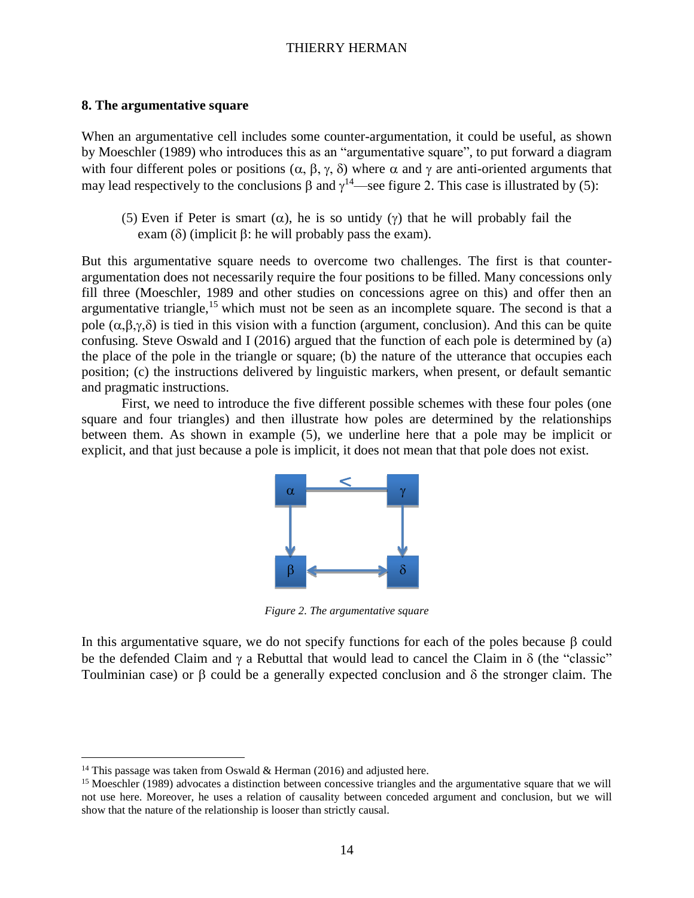## 8. The argumentative square

When an argumentative cell includes some counter-argumentation, it could be useful, as shown by Moeschler (1989) who introduces this as an "argumentative square", to put forward a diagram with four different poles or positions (α, β, γ, δ) where α and γ are anti-oriented arguments that may lead respectively to the conclusions β and γ[14]—see figure 2. This case is illustrated by (5):

> (5) Even if Peter is smart (α), he is so untidy (γ) that he will probably fail the exam (δ) (implicit β: he will probably pass the exam).

But this argumentative square needs to overcome two challenges. The first is that counter-argumentation does not necessarily require the four positions to be filled. Many concessions only fill three (Moeschler, 1989 and other studies on concessions agree on this) and offer then an argumentative triangle,[15] which must not be seen as an incomplete square. The second is that a pole (α,β,γ,δ) is tied in this vision with a function (argument, conclusion). And this can be quite confusing. Steve Oswald and I (2016) argued that the function of each pole is determined by (a) the place of the pole in the triangle or square; (b) the nature of the utterance that occupies each position; (c) the instructions delivered by linguistic markers, when present, or default semantic and pragmatic instructions.

First, we need to introduce the five different possible schemes with these four poles (one square and four triangles) and then illustrate how poles are determined by the relationships between them. As shown in example (5), we underline here that a pole may be implicit or explicit, and that just because a pole is implicit, it does not mean that that pole does not exist.

*Figure 2. The argumentative square*

In this argumentative square, we do not specify functions for each of the poles because β could be the defended Claim and γ a Rebuttal that would lead to cancel the Claim in δ (the "classic" Toulminian case) or β could be a generally expected conclusion and δ the stronger claim. The

---

[14] This passage was taken from Oswald & Herman (2016) and adjusted here.

[15] Moeschler (1989) advocates a distinction between concessive triangles and the argumentative square that we will not use here. Moreover, he uses a relation of causality between conceded argument and conclusion, but we will show that the nature of the relationship is looser than strictly causal.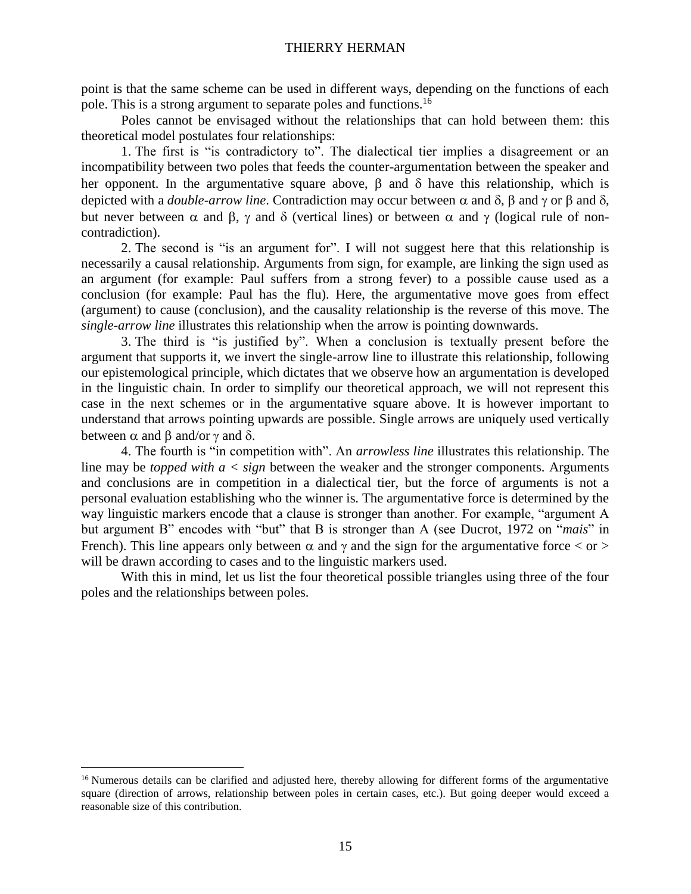point is that the same scheme can be used in different ways, depending on the functions of each pole. This is a strong argument to separate poles and functions.[16]

Poles cannot be envisaged without the relationships that can hold between them: this theoretical model postulates four relationships:

1. The first is "is contradictory to". The dialectical tier implies a disagreement or an incompatibility between two poles that feeds the counter-argumentation between the speaker and her opponent. In the argumentative square above, $\beta$ and $\delta$ have this relationship, which is depicted with a *double-arrow line*. Contradiction may occur between $\alpha$ and $\delta$, $\beta$ and $\gamma$ or $\beta$ and $\delta$, but never between $\alpha$ and $\beta$, $\gamma$ and $\delta$ (vertical lines) or between $\alpha$ and $\gamma$ (logical rule of non-contradiction).

2. The second is "is an argument for". I will not suggest here that this relationship is necessarily a causal relationship. Arguments from sign, for example, are linking the sign used as an argument (for example: Paul suffers from a strong fever) to a possible cause used as a conclusion (for example: Paul has the flu). Here, the argumentative move goes from effect (argument) to cause (conclusion), and the causality relationship is the reverse of this move. The *single-arrow line* illustrates this relationship when the arrow is pointing downwards.

3. The third is "is justified by". When a conclusion is textually present before the argument that supports it, we invert the single-arrow line to illustrate this relationship, following our epistemological principle, which dictates that we observe how an argumentation is developed in the linguistic chain. In order to simplify our theoretical approach, we will not represent this case in the next schemes or in the argumentative square above. It is however important to understand that arrows pointing upwards are possible. Single arrows are uniquely used vertically between $\alpha$ and $\beta$ and/or $\gamma$ and $\delta$.

4. The fourth is "in competition with". An *arrowless line* illustrates this relationship. The line may be *topped with a < sign* between the weaker and the stronger components. Arguments and conclusions are in competition in a dialectical tier, but the force of arguments is not a personal evaluation establishing who the winner is. The argumentative force is determined by the way linguistic markers encode that a clause is stronger than another. For example, "argument A but argument B" encodes with "but" that B is stronger than A (see Ducrot, 1972 on "*mais*" in French). This line appears only between $\alpha$ and $\gamma$ and the sign for the argumentative force < or > will be drawn according to cases and to the linguistic markers used.

With this in mind, let us list the four theoretical possible triangles using three of the four poles and the relationships between poles.

[16] Numerous details can be clarified and adjusted here, thereby allowing for different forms of the argumentative square (direction of arrows, relationship between poles in certain cases, etc.). But going deeper would exceed a reasonable size of this contribution.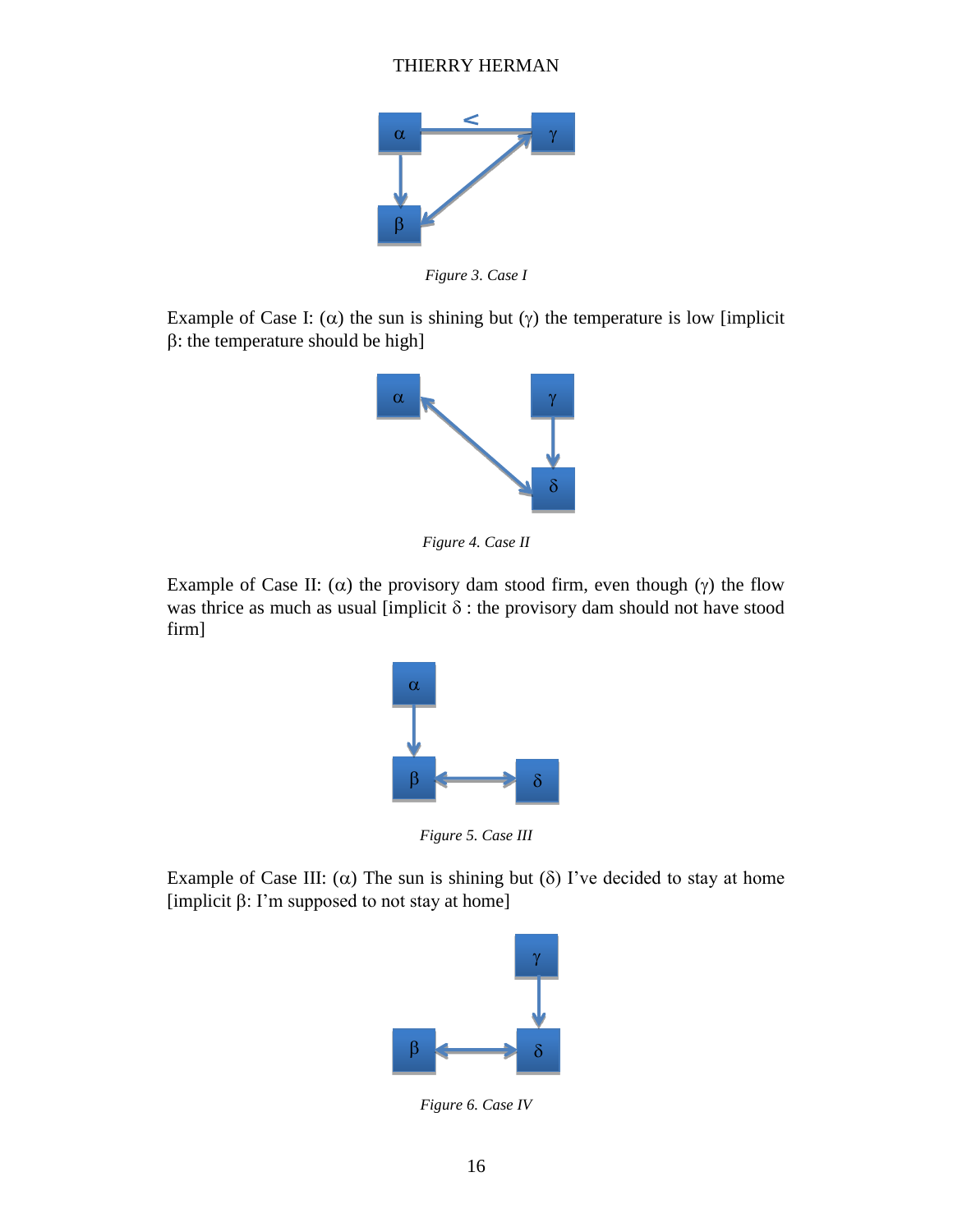*Figure 3. Case I*

Example of Case I: ($\alpha$) the sun is shining but ($\gamma$) the temperature is low [implicit $\beta$: the temperature should be high]

*Figure 4. Case II*

Example of Case II: ($\alpha$) the provisory dam stood firm, even though ($\gamma$) the flow was thrice as much as usual [implicit $\delta$ : the provisory dam should not have stood firm]

*Figure 5. Case III*

Example of Case III: ($\alpha$) The sun is shining but ($\delta$) I've decided to stay at home [implicit $\beta$: I'm supposed to not stay at home]

*Figure 6. Case IV*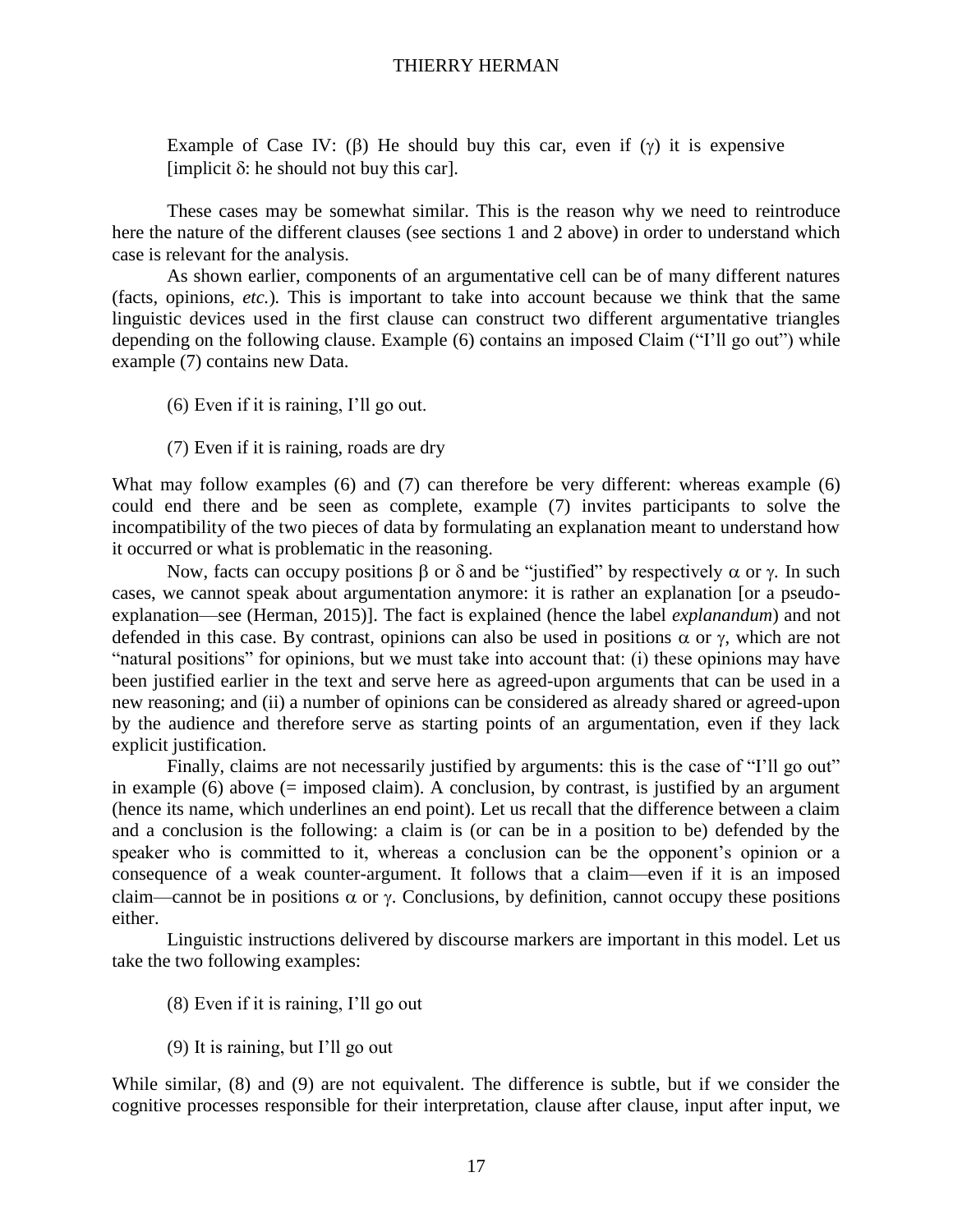Example of Case IV: ($\beta$) He should buy this car, even if ($\gamma$) it is expensive [implicit $\delta$: he should not buy this car].

These cases may be somewhat similar. This is the reason why we need to reintroduce here the nature of the different clauses (see sections 1 and 2 above) in order to understand which case is relevant for the analysis.

As shown earlier, components of an argumentative cell can be of many different natures (facts, opinions, *etc.*). This is important to take into account because we think that the same linguistic devices used in the first clause can construct two different argumentative triangles depending on the following clause. Example (6) contains an imposed Claim ("I'll go out") while example (7) contains new Data.

(6) Even if it is raining, I'll go out.

(7) Even if it is raining, roads are dry

What may follow examples (6) and (7) can therefore be very different: whereas example (6) could end there and be seen as complete, example (7) invites participants to solve the incompatibility of the two pieces of data by formulating an explanation meant to understand how it occurred or what is problematic in the reasoning.

Now, facts can occupy positions $\beta$ or $\delta$ and be "justified" by respectively $\alpha$ or $\gamma$. In such cases, we cannot speak about argumentation anymore: it is rather an explanation [or a pseudo-explanation—see (Herman, 2015)]. The fact is explained (hence the label *explanandum*) and not defended in this case. By contrast, opinions can also be used in positions $\alpha$ or $\gamma$, which are not "natural positions" for opinions, but we must take into account that: (i) these opinions may have been justified earlier in the text and serve here as agreed-upon arguments that can be used in a new reasoning; and (ii) a number of opinions can be considered as already shared or agreed-upon by the audience and therefore serve as starting points of an argumentation, even if they lack explicit justification.

Finally, claims are not necessarily justified by arguments: this is the case of "I'll go out" in example (6) above (= imposed claim). A conclusion, by contrast, is justified by an argument (hence its name, which underlines an end point). Let us recall that the difference between a claim and a conclusion is the following: a claim is (or can be in a position to be) defended by the speaker who is committed to it, whereas a conclusion can be the opponent's opinion or a consequence of a weak counter-argument. It follows that a claim—even if it is an imposed claim—cannot be in positions $\alpha$ or $\gamma$. Conclusions, by definition, cannot occupy these positions either.

Linguistic instructions delivered by discourse markers are important in this model. Let us take the two following examples:

(8) Even if it is raining, I'll go out

(9) It is raining, but I'll go out

While similar, (8) and (9) are not equivalent. The difference is subtle, but if we consider the cognitive processes responsible for their interpretation, clause after clause, input after input, we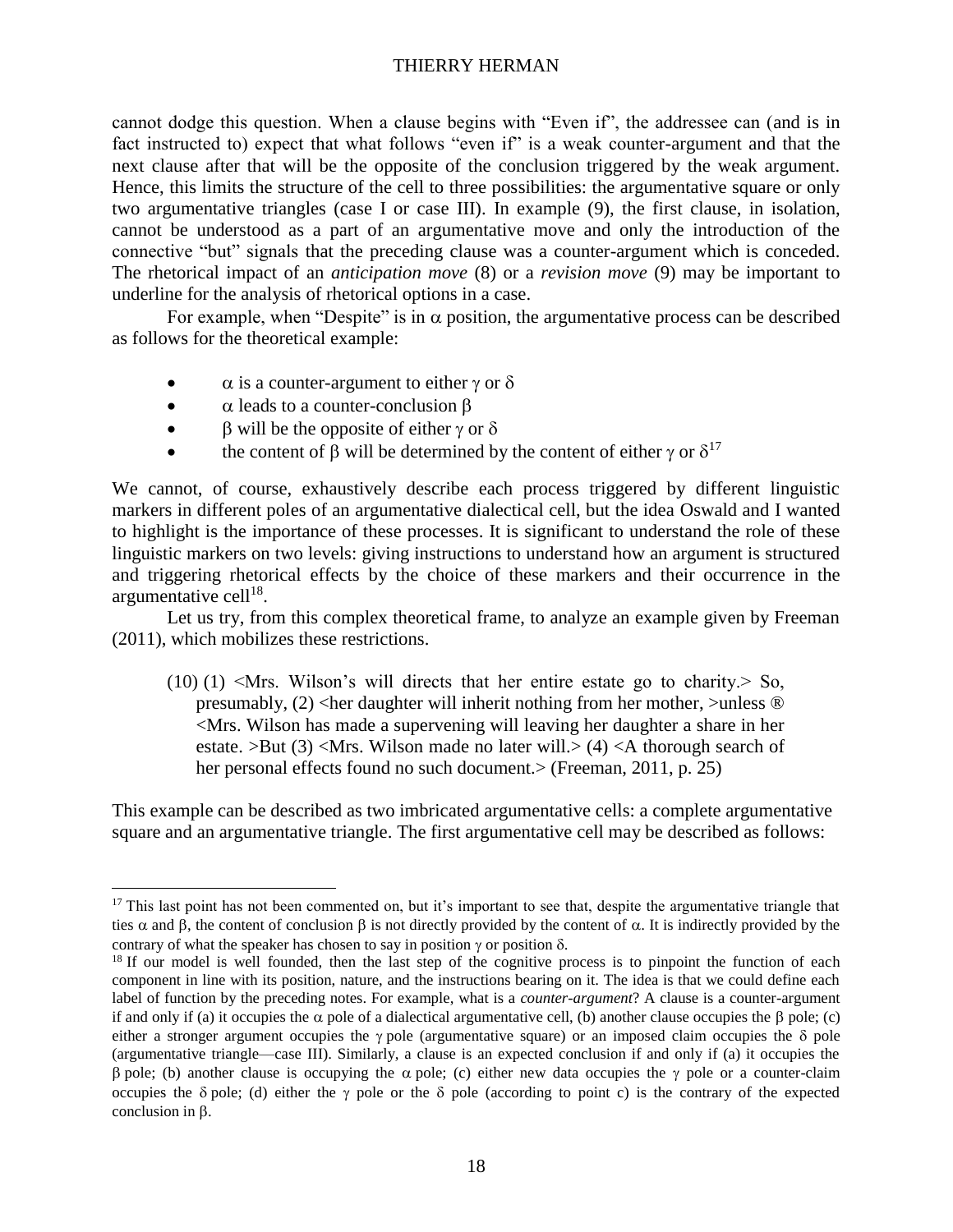cannot dodge this question. When a clause begins with "Even if", the addressee can (and is in fact instructed to) expect that what follows "even if" is a weak counter-argument and that the next clause after that will be the opposite of the conclusion triggered by the weak argument. Hence, this limits the structure of the cell to three possibilities: the argumentative square or only two argumentative triangles (case I or case III). In example (9), the first clause, in isolation, cannot be understood as a part of an argumentative move and only the introduction of the connective "but" signals that the preceding clause was a counter-argument which is conceded. The rhetorical impact of an *anticipation move* (8) or a *revision move* (9) may be important to underline for the analysis of rhetorical options in a case.

For example, when "Despite" is in $\alpha$ position, the argumentative process can be described as follows for the theoretical example:

- $\alpha$ is a counter-argument to either $\gamma$ or $\delta$
- $\alpha$ leads to a counter-conclusion $\beta$
- $\beta$ will be the opposite of either $\gamma$ or $\delta$
- the content of $\beta$ will be determined by the content of either $\gamma$ or $\delta$[17]

We cannot, of course, exhaustively describe each process triggered by different linguistic markers in different poles of an argumentative dialectical cell, but the idea Oswald and I wanted to highlight is the importance of these processes. It is significant to understand the role of these linguistic markers on two levels: giving instructions to understand how an argument is structured and triggering rhetorical effects by the choice of these markers and their occurrence in the argumentative cell[18].

Let us try, from this complex theoretical frame, to analyze an example given by Freeman (2011), which mobilizes these restrictions.

> (10) (1) <Mrs. Wilson's will directs that her entire estate go to charity.> So, presumably, (2) <her daughter will inherit nothing from her mother, >unless ® <Mrs. Wilson has made a supervening will leaving her daughter a share in her estate. >But (3) <Mrs. Wilson made no later will.> (4) <A thorough search of her personal effects found no such document.> (Freeman, 2011, p. 25)

This example can be described as two imbricated argumentative cells: a complete argumentative square and an argumentative triangle. The first argumentative cell may be described as follows:

---

[17] This last point has not been commented on, but it's important to see that, despite the argumentative triangle that ties $\alpha$ and $\beta$, the content of conclusion $\beta$ is not directly provided by the content of $\alpha$. It is indirectly provided by the contrary of what the speaker has chosen to say in position $\gamma$ or position $\delta$.

[18] If our model is well founded, then the last step of the cognitive process is to pinpoint the function of each component in line with its position, nature, and the instructions bearing on it. The idea is that we could define each label of function by the preceding notes. For example, what is a *counter-argument*? A clause is a counter-argument if and only if (a) it occupies the $\alpha$ pole of a dialectical argumentative cell, (b) another clause occupies the $\beta$ pole; (c) either a stronger argument occupies the $\gamma$ pole (argumentative square) or an imposed claim occupies the $\delta$ pole (argumentative triangle—case III). Similarly, a clause is an expected conclusion if and only if (a) it occupies the $\beta$ pole; (b) another clause is occupying the $\alpha$ pole; (c) either new data occupies the $\gamma$ pole or a counter-claim occupies the $\delta$ pole; (d) either the $\gamma$ pole or the $\delta$ pole (according to point c) is the contrary of the expected conclusion in $\beta$.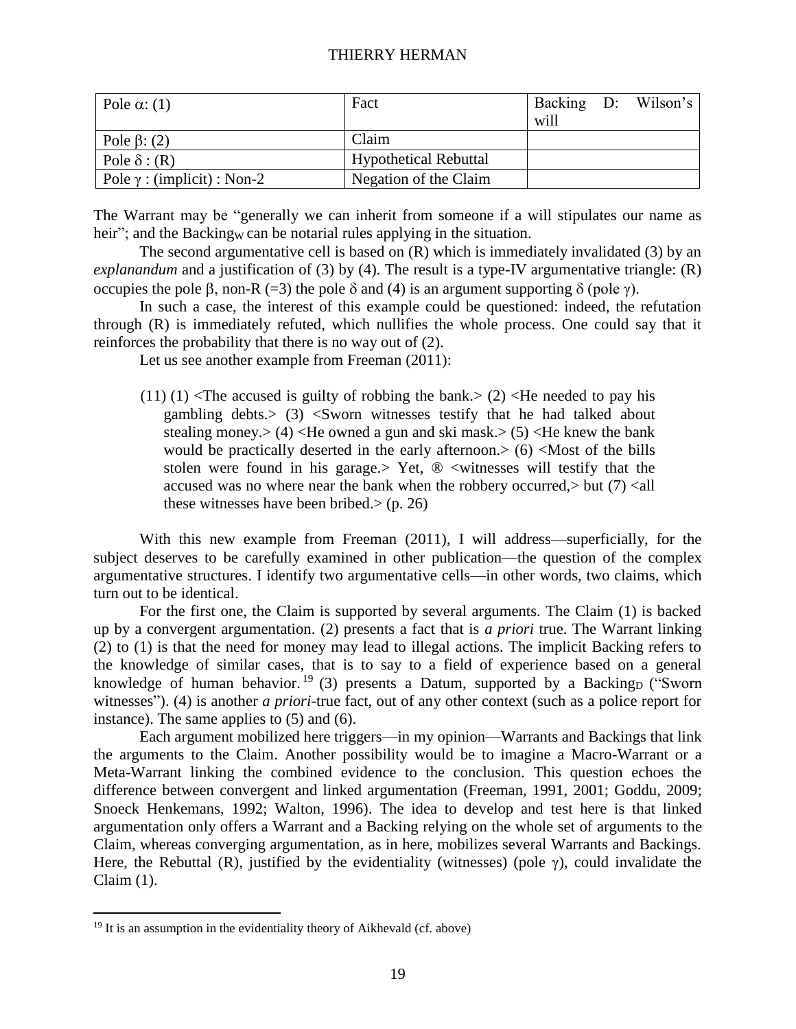| Pole $\alpha$: (1) | Fact | Backing D: Wilson's will |
|---|---|---|
| Pole $\beta$: (2) | Claim | |
| Pole $\delta$ : (R) | Hypothetical Rebuttal | |
| Pole $\gamma$ : (implicit) : Non-2 | Negation of the Claim | |

The Warrant may be "generally we can inherit from someone if a will stipulates our name as heir"; and the Backing$_W$ can be notarial rules applying in the situation.

The second argumentative cell is based on (R) which is immediately invalidated (3) by an *explanandum* and a justification of (3) by (4). The result is a type-IV argumentative triangle: (R) occupies the pole $\beta$, non-R (=3) the pole $\delta$ and (4) is an argument supporting $\delta$ (pole $\gamma$).

In such a case, the interest of this example could be questioned: indeed, the refutation through (R) is immediately refuted, which nullifies the whole process. One could say that it reinforces the probability that there is no way out of (2).

Let us see another example from Freeman (2011):

> (11) (1) <The accused is guilty of robbing the bank.> (2) <He needed to pay his gambling debts.> (3) <Sworn witnesses testify that he had talked about stealing money.> (4) <He owned a gun and ski mask.> (5) <He knew the bank would be practically deserted in the early afternoon.> (6) <Most of the bills stolen were found in his garage.> Yet, ® <witnesses will testify that the accused was no where near the bank when the robbery occurred,> but (7) <all these witnesses have been bribed.> (p. 26)

With this new example from Freeman (2011), I will address—superficially, for the subject deserves to be carefully examined in other publication—the question of the complex argumentative structures. I identify two argumentative cells—in other words, two claims, which turn out to be identical.

For the first one, the Claim is supported by several arguments. The Claim (1) is backed up by a convergent argumentation. (2) presents a fact that is *a priori* true. The Warrant linking (2) to (1) is that the need for money may lead to illegal actions. The implicit Backing refers to the knowledge of similar cases, that is to say to a field of experience based on a general knowledge of human behavior.[19] (3) presents a Datum, supported by a Backing$_D$ ("Sworn witnesses"). (4) is another *a priori*-true fact, out of any other context (such as a police report for instance). The same applies to (5) and (6).

Each argument mobilized here triggers—in my opinion—Warrants and Backings that link the arguments to the Claim. Another possibility would be to imagine a Macro-Warrant or a Meta-Warrant linking the combined evidence to the conclusion. This question echoes the difference between convergent and linked argumentation (Freeman, 1991, 2001; Goddu, 2009; Snoeck Henkemans, 1992; Walton, 1996). The idea to develop and test here is that linked argumentation only offers a Warrant and a Backing relying on the whole set of arguments to the Claim, whereas converging argumentation, as in here, mobilizes several Warrants and Backings. Here, the Rebuttal (R), justified by the evidentiality (witnesses) (pole $\gamma$), could invalidate the Claim (1).

---

[19] It is an assumption in the evidentiality theory of Aikhevald (cf. above)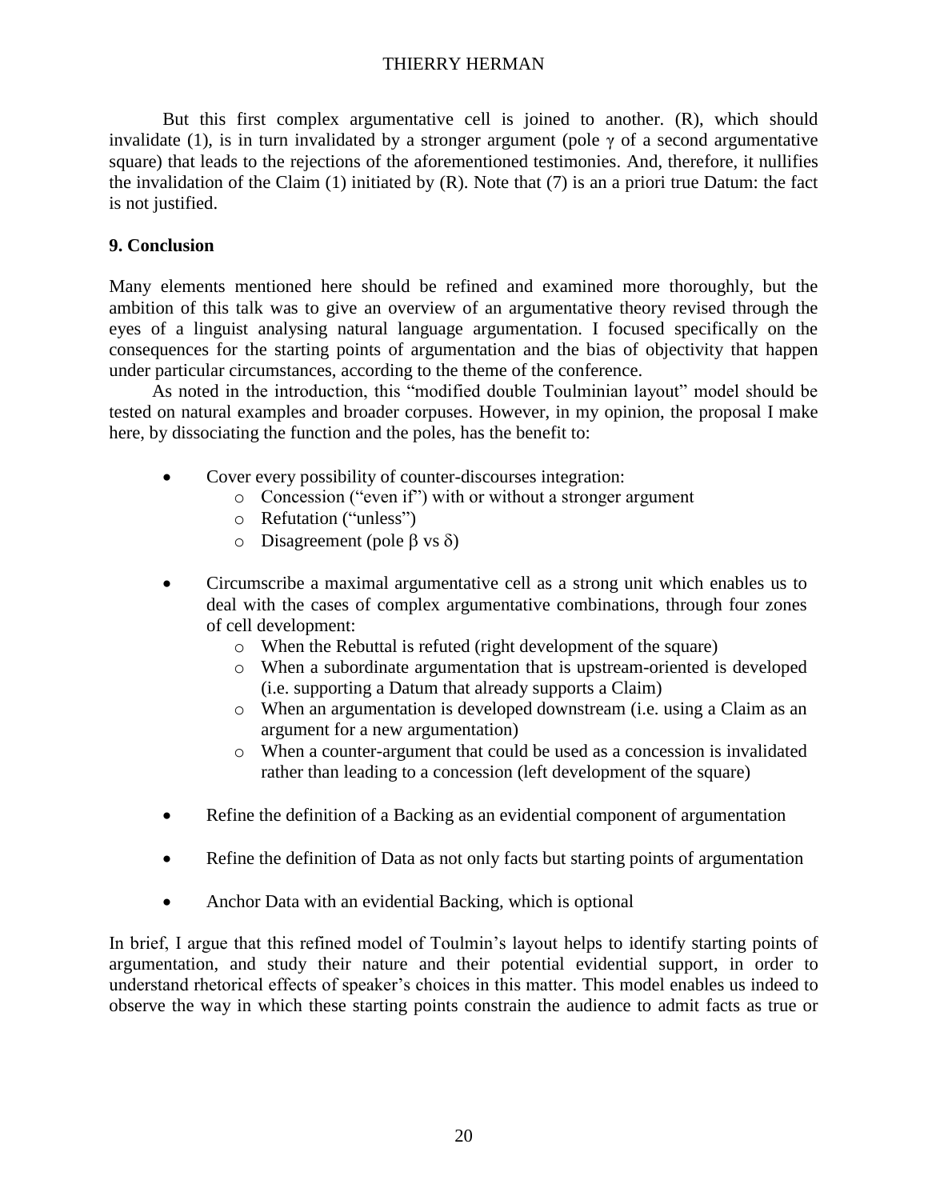But this first complex argumentative cell is joined to another. (R), which should invalidate (1), is in turn invalidated by a stronger argument (pole $\gamma$ of a second argumentative square) that leads to the rejections of the aforementioned testimonies. And, therefore, it nullifies the invalidation of the Claim (1) initiated by (R). Note that (7) is an a priori true Datum: the fact is not justified.

## 9. Conclusion

Many elements mentioned here should be refined and examined more thoroughly, but the ambition of this talk was to give an overview of an argumentative theory revised through the eyes of a linguist analysing natural language argumentation. I focused specifically on the consequences for the starting points of argumentation and the bias of objectivity that happen under particular circumstances, according to the theme of the conference.

As noted in the introduction, this "modified double Toulminian layout" model should be tested on natural examples and broader corpuses. However, in my opinion, the proposal I make here, by dissociating the function and the poles, has the benefit to:

- Cover every possibility of counter-discourses integration:
  - Concession ("even if") with or without a stronger argument
  - Refutation ("unless")
  - Disagreement (pole $\beta$ vs $\delta$)

- Circumscribe a maximal argumentative cell as a strong unit which enables us to deal with the cases of complex argumentative combinations, through four zones of cell development:
  - When the Rebuttal is refuted (right development of the square)
  - When a subordinate argumentation that is upstream-oriented is developed (i.e. supporting a Datum that already supports a Claim)
  - When an argumentation is developed downstream (i.e. using a Claim as an argument for a new argumentation)
  - When a counter-argument that could be used as a concession is invalidated rather than leading to a concession (left development of the square)

- Refine the definition of a Backing as an evidential component of argumentation

- Refine the definition of Data as not only facts but starting points of argumentation

- Anchor Data with an evidential Backing, which is optional

In brief, I argue that this refined model of Toulmin's layout helps to identify starting points of argumentation, and study their nature and their potential evidential support, in order to understand rhetorical effects of speaker's choices in this matter. This model enables us indeed to observe the way in which these starting points constrain the audience to admit facts as true or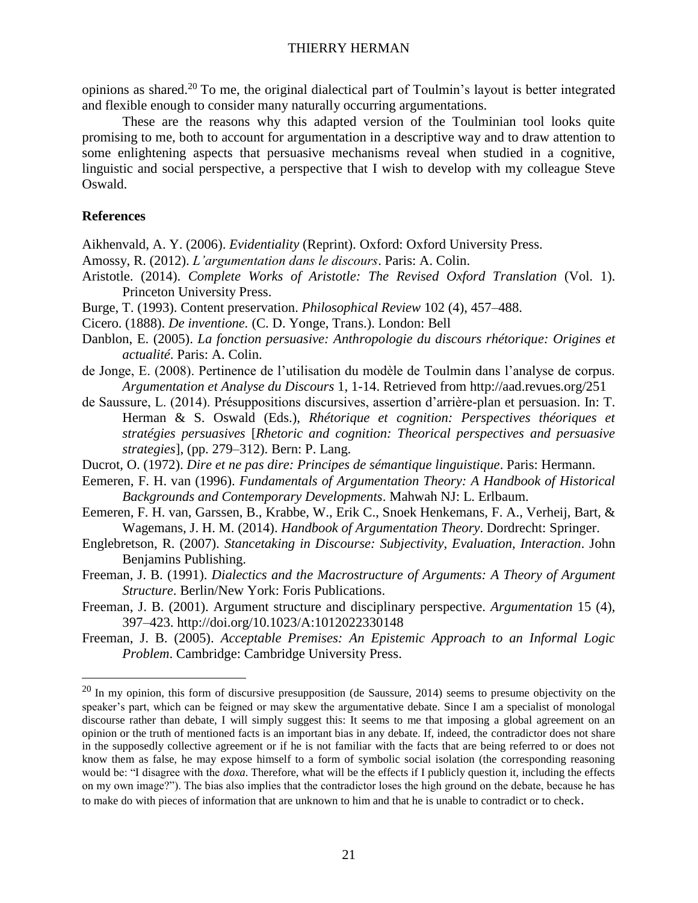opinions as shared.[20] To me, the original dialectical part of Toulmin's layout is better integrated and flexible enough to consider many naturally occurring argumentations.

These are the reasons why this adapted version of the Toulminian tool looks quite promising to me, both to account for argumentation in a descriptive way and to draw attention to some enlightening aspects that persuasive mechanisms reveal when studied in a cognitive, linguistic and social perspective, a perspective that I wish to develop with my colleague Steve Oswald.

## References

Aikhenvald, A. Y. (2006). *Evidentiality* (Reprint). Oxford: Oxford University Press.

Amossy, R. (2012). *L'argumentation dans le discours*. Paris: A. Colin.

Aristotle. (2014). *Complete Works of Aristotle: The Revised Oxford Translation* (Vol. 1). Princeton University Press.

Burge, T. (1993). Content preservation. *Philosophical Review* 102 (4), 457–488.

Cicero. (1888). *De inventione.* (C. D. Yonge, Trans.). London: Bell

Danblon, E. (2005). *La fonction persuasive: Anthropologie du discours rhétorique: Origines et actualité*. Paris: A. Colin.

de Jonge, E. (2008). Pertinence de l'utilisation du modèle de Toulmin dans l'analyse de corpus. *Argumentation et Analyse du Discours* 1, 1-14. Retrieved from http://aad.revues.org/251

de Saussure, L. (2014). Présuppositions discursives, assertion d'arrière-plan et persuasion. In: T. Herman & S. Oswald (Eds.), *Rhétorique et cognition: Perspectives théoriques et stratégies persuasives* [*Rhetoric and cognition: Theorical perspectives and persuasive strategies*], (pp. 279–312). Bern: P. Lang.

Ducrot, O. (1972). *Dire et ne pas dire: Principes de sémantique linguistique*. Paris: Hermann.

Eemeren, F. H. van (1996). *Fundamentals of Argumentation Theory: A Handbook of Historical Backgrounds and Contemporary Developments*. Mahwah NJ: L. Erlbaum.

Eemeren, F. H. van, Garssen, B., Krabbe, W., Erik C., Snoek Henkemans, F. A., Verheij, Bart, & Wagemans, J. H. M. (2014). *Handbook of Argumentation Theory*. Dordrecht: Springer.

Englebretson, R. (2007). *Stancetaking in Discourse: Subjectivity, Evaluation, Interaction*. John Benjamins Publishing.

Freeman, J. B. (1991). *Dialectics and the Macrostructure of Arguments: A Theory of Argument Structure*. Berlin/New York: Foris Publications.

Freeman, J. B. (2001). Argument structure and disciplinary perspective. *Argumentation* 15 (4), 397–423. http://doi.org/10.1023/A:1012022330148

Freeman, J. B. (2005). *Acceptable Premises: An Epistemic Approach to an Informal Logic Problem*. Cambridge: Cambridge University Press.

---

[20] In my opinion, this form of discursive presupposition (de Saussure, 2014) seems to presume objectivity on the speaker's part, which can be feigned or may skew the argumentative debate. Since I am a specialist of monologal discourse rather than debate, I will simply suggest this: It seems to me that imposing a global agreement on an opinion or the truth of mentioned facts is an important bias in any debate. If, indeed, the contradictor does not share in the supposedly collective agreement or if he is not familiar with the facts that are being referred to or does not know them as false, he may expose himself to a form of symbolic social isolation (the corresponding reasoning would be: "I disagree with the *doxa*. Therefore, what will be the effects if I publicly question it, including the effects on my own image?"). The bias also implies that the contradictor loses the high ground on the debate, because he has to make do with pieces of information that are unknown to him and that he is unable to contradict or to check.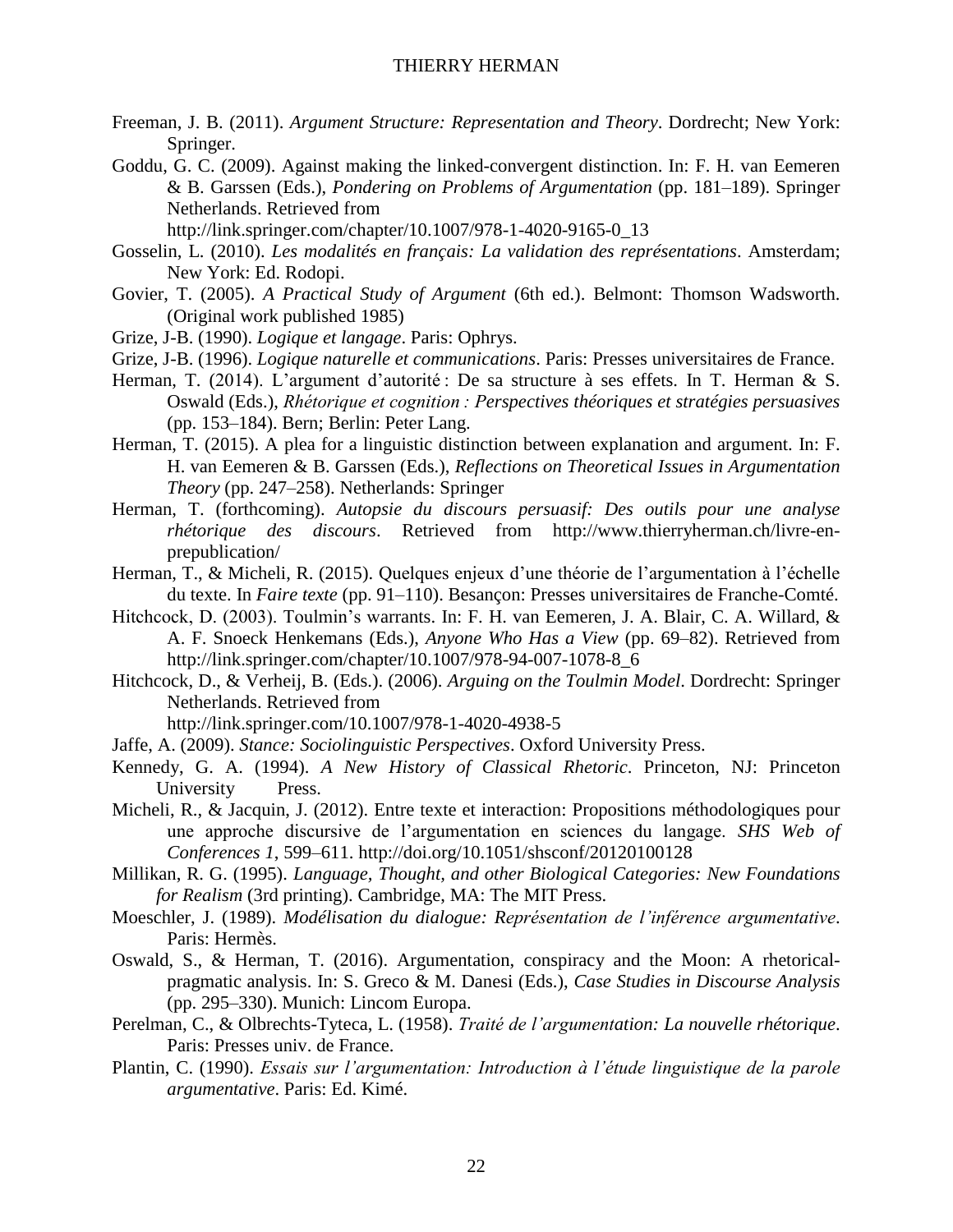Freeman, J. B. (2011). *Argument Structure: Representation and Theory*. Dordrecht; New York: Springer.

Goddu, G. C. (2009). Against making the linked-convergent distinction. In: F. H. van Eemeren & B. Garssen (Eds.), *Pondering on Problems of Argumentation* (pp. 181–189). Springer Netherlands. Retrieved from http://link.springer.com/chapter/10.1007/978-1-4020-9165-0_13

Gosselin, L. (2010). *Les modalités en français: La validation des représentations*. Amsterdam; New York: Ed. Rodopi.

Govier, T. (2005). *A Practical Study of Argument* (6th ed.). Belmont: Thomson Wadsworth. (Original work published 1985)

Grize, J-B. (1990). *Logique et langage*. Paris: Ophrys.

Grize, J-B. (1996). *Logique naturelle et communications*. Paris: Presses universitaires de France.

Herman, T. (2014). L'argument d'autorité : De sa structure à ses effets. In T. Herman & S. Oswald (Eds.), *Rhétorique et cognition : Perspectives théoriques et stratégies persuasives* (pp. 153–184). Bern; Berlin: Peter Lang.

Herman, T. (2015). A plea for a linguistic distinction between explanation and argument. In: F. H. van Eemeren & B. Garssen (Eds.), *Reflections on Theoretical Issues in Argumentation Theory* (pp. 247–258). Netherlands: Springer

Herman, T. (forthcoming). *Autopsie du discours persuasif: Des outils pour une analyse rhétorique des discours*. Retrieved from http://www.thierryherman.ch/livre-en-prepublication/

Herman, T., & Micheli, R. (2015). Quelques enjeux d'une théorie de l'argumentation à l'échelle du texte. In *Faire texte* (pp. 91–110). Besançon: Presses universitaires de Franche-Comté.

Hitchcock, D. (2003). Toulmin's warrants. In: F. H. van Eemeren, J. A. Blair, C. A. Willard, & A. F. Snoeck Henkemans (Eds.), *Anyone Who Has a View* (pp. 69–82). Retrieved from http://link.springer.com/chapter/10.1007/978-94-007-1078-8_6

Hitchcock, D., & Verheij, B. (Eds.). (2006). *Arguing on the Toulmin Model*. Dordrecht: Springer Netherlands. Retrieved from http://link.springer.com/10.1007/978-1-4020-4938-5

Jaffe, A. (2009). *Stance: Sociolinguistic Perspectives*. Oxford University Press.

Kennedy, G. A. (1994). *A New History of Classical Rhetoric*. Princeton, NJ: Princeton University Press.

Micheli, R., & Jacquin, J. (2012). Entre texte et interaction: Propositions méthodologiques pour une approche discursive de l'argumentation en sciences du langage. *SHS Web of Conferences 1*, 599–611. http://doi.org/10.1051/shsconf/20120100128

Millikan, R. G. (1995). *Language, Thought, and other Biological Categories: New Foundations for Realism* (3rd printing). Cambridge, MA: The MIT Press.

Moeschler, J. (1989). *Modélisation du dialogue: Représentation de l'inférence argumentative*. Paris: Hermès.

Oswald, S., & Herman, T. (2016). Argumentation, conspiracy and the Moon: A rhetorical-pragmatic analysis. In: S. Greco & M. Danesi (Eds.), *Case Studies in Discourse Analysis* (pp. 295–330). Munich: Lincom Europa.

Perelman, C., & Olbrechts-Tyteca, L. (1958). *Traité de l'argumentation: La nouvelle rhétorique*. Paris: Presses univ. de France.

Plantin, C. (1990). *Essais sur l'argumentation: Introduction à l'étude linguistique de la parole argumentative*. Paris: Ed. Kimé.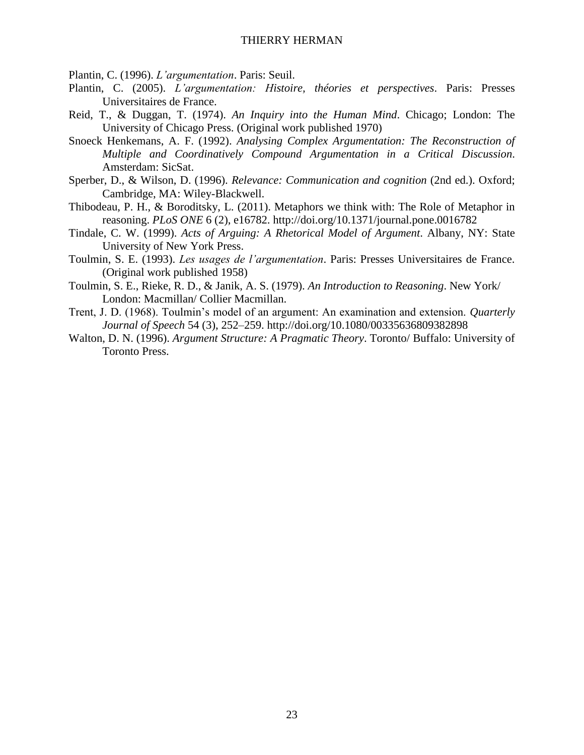Plantin, C. (1996). *L'argumentation*. Paris: Seuil.

Plantin, C. (2005). *L'argumentation: Histoire, théories et perspectives*. Paris: Presses Universitaires de France.

Reid, T., & Duggan, T. (1974). *An Inquiry into the Human Mind*. Chicago; London: The University of Chicago Press. (Original work published 1970)

Snoeck Henkemans, A. F. (1992). *Analysing Complex Argumentation: The Reconstruction of Multiple and Coordinatively Compound Argumentation in a Critical Discussion*. Amsterdam: SicSat.

Sperber, D., & Wilson, D. (1996). *Relevance: Communication and cognition* (2nd ed.). Oxford; Cambridge, MA: Wiley-Blackwell.

Thibodeau, P. H., & Boroditsky, L. (2011). Metaphors we think with: The Role of Metaphor in reasoning. *PLoS ONE* 6 (2), e16782. http://doi.org/10.1371/journal.pone.0016782

Tindale, C. W. (1999). *Acts of Arguing: A Rhetorical Model of Argument*. Albany, NY: State University of New York Press.

Toulmin, S. E. (1993). *Les usages de l'argumentation*. Paris: Presses Universitaires de France. (Original work published 1958)

Toulmin, S. E., Rieke, R. D., & Janik, A. S. (1979). *An Introduction to Reasoning*. New York/ London: Macmillan/ Collier Macmillan.

Trent, J. D. (1968). Toulmin's model of an argument: An examination and extension. *Quarterly Journal of Speech* 54 (3), 252–259. http://doi.org/10.1080/00335636809382898

Walton, D. N. (1996). *Argument Structure: A Pragmatic Theory*. Toronto/ Buffalo: University of Toronto Press.